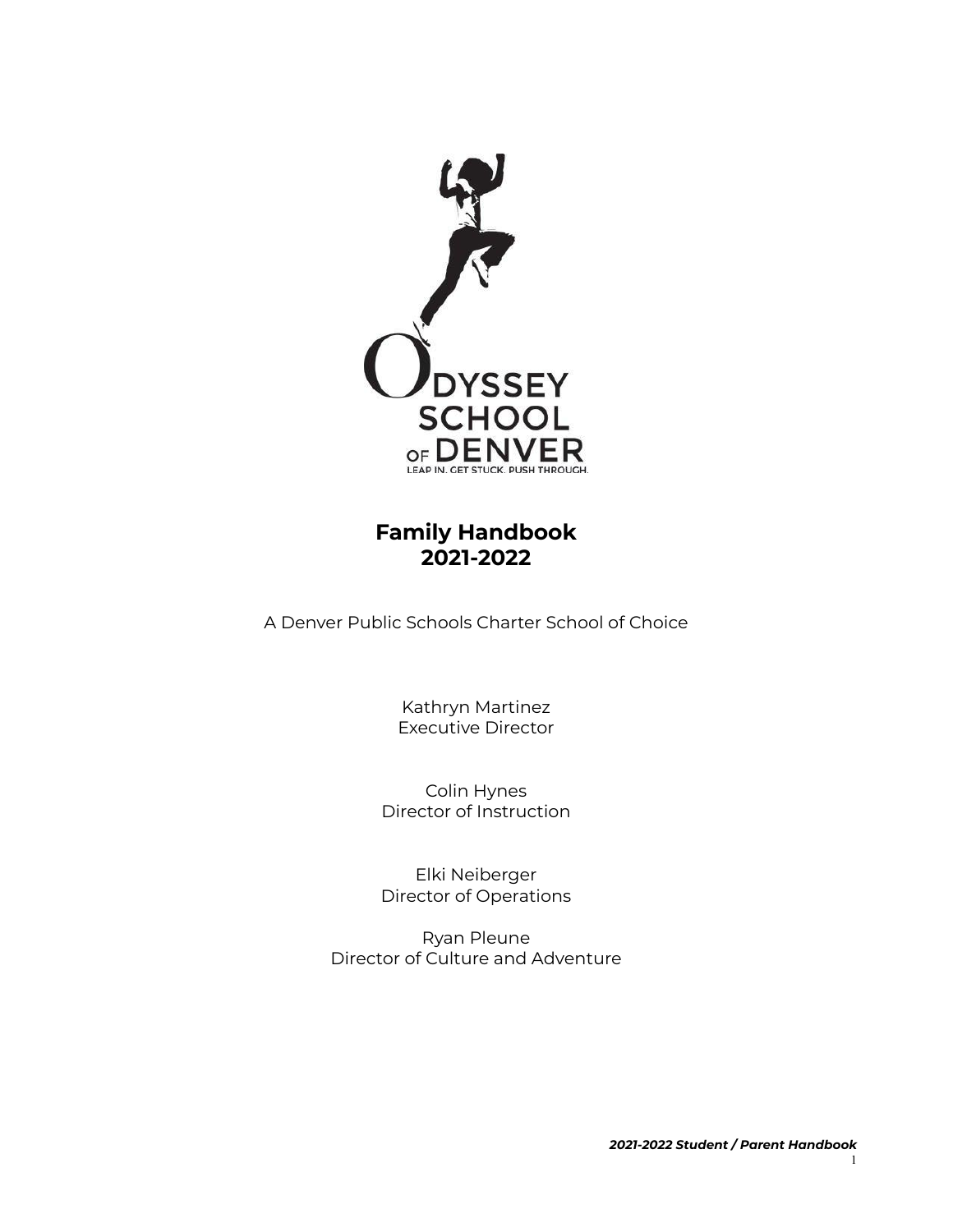ODYSSEY SCHOOL OF DENVER

LEAP IN. GET STUCK. PUSH THROUGH.

# Family Handbook
# 2021-2022

A Denver Public Schools Charter School of Choice

Kathryn Martinez
Executive Director

Colin Hynes
Director of Instruction

Elki Neiberger
Director of Operations

Ryan Pleune
Director of Culture and Adventure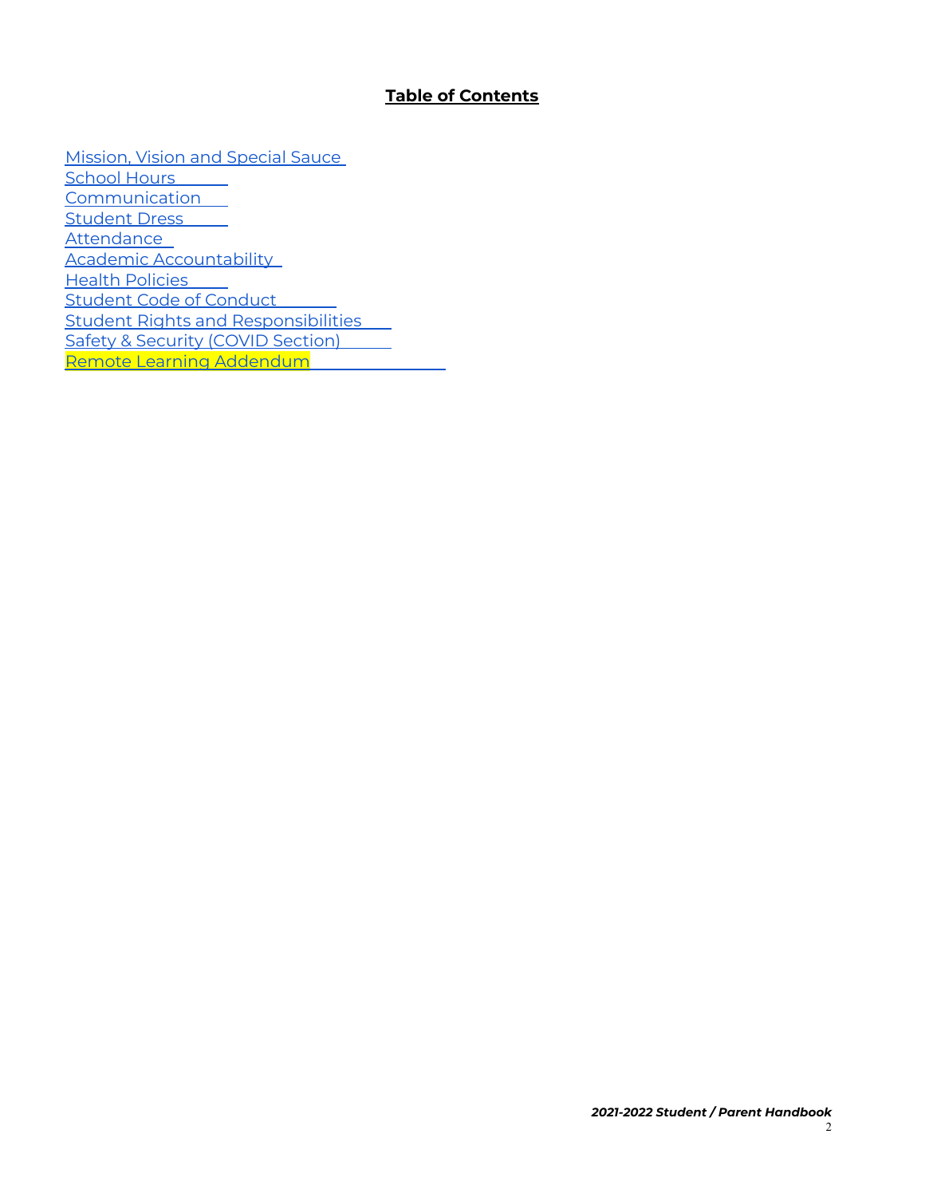# Table of Contents

- Mission, Vision and Special Sauce
- School Hours
- Communication
- Student Dress
- Attendance
- Academic Accountability
- Health Policies
- Student Code of Conduct
- Student Rights and Responsibilities
- Safety & Security (COVID Section)
- Remote Learning Addendum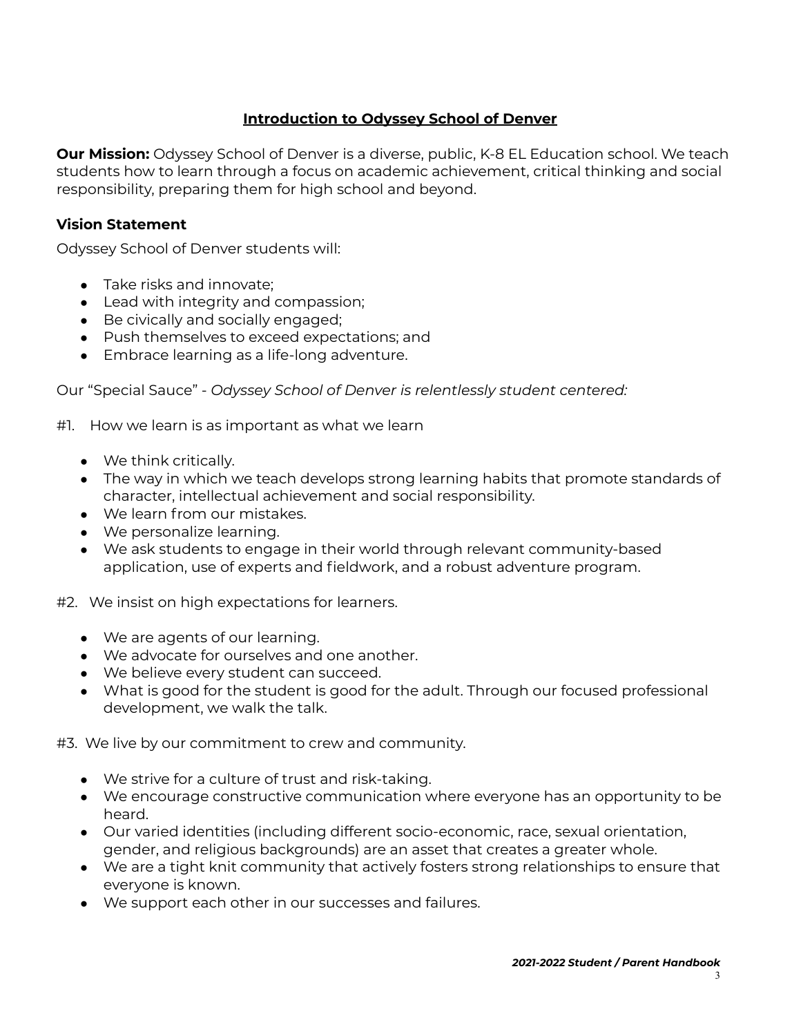## Introduction to Odyssey School of Denver

**Our Mission:** Odyssey School of Denver is a diverse, public, K-8 EL Education school. We teach students how to learn through a focus on academic achievement, critical thinking and social responsibility, preparing them for high school and beyond.

### Vision Statement

Odyssey School of Denver students will:

- Take risks and innovate;
- Lead with integrity and compassion;
- Be civically and socially engaged;
- Push themselves to exceed expectations; and
- Embrace learning as a life-long adventure.

Our "Special Sauce" - *Odyssey School of Denver is relentlessly student centered:*

#1. How we learn is as important as what we learn

- We think critically.
- The way in which we teach develops strong learning habits that promote standards of character, intellectual achievement and social responsibility.
- We learn from our mistakes.
- We personalize learning.
- We ask students to engage in their world through relevant community-based application, use of experts and fieldwork, and a robust adventure program.

#2. We insist on high expectations for learners.

- We are agents of our learning.
- We advocate for ourselves and one another.
- We believe every student can succeed.
- What is good for the student is good for the adult. Through our focused professional development, we walk the talk.

#3. We live by our commitment to crew and community.

- We strive for a culture of trust and risk-taking.
- We encourage constructive communication where everyone has an opportunity to be heard.
- Our varied identities (including different socio-economic, race, sexual orientation, gender, and religious backgrounds) are an asset that creates a greater whole.
- We are a tight knit community that actively fosters strong relationships to ensure that everyone is known.
- We support each other in our successes and failures.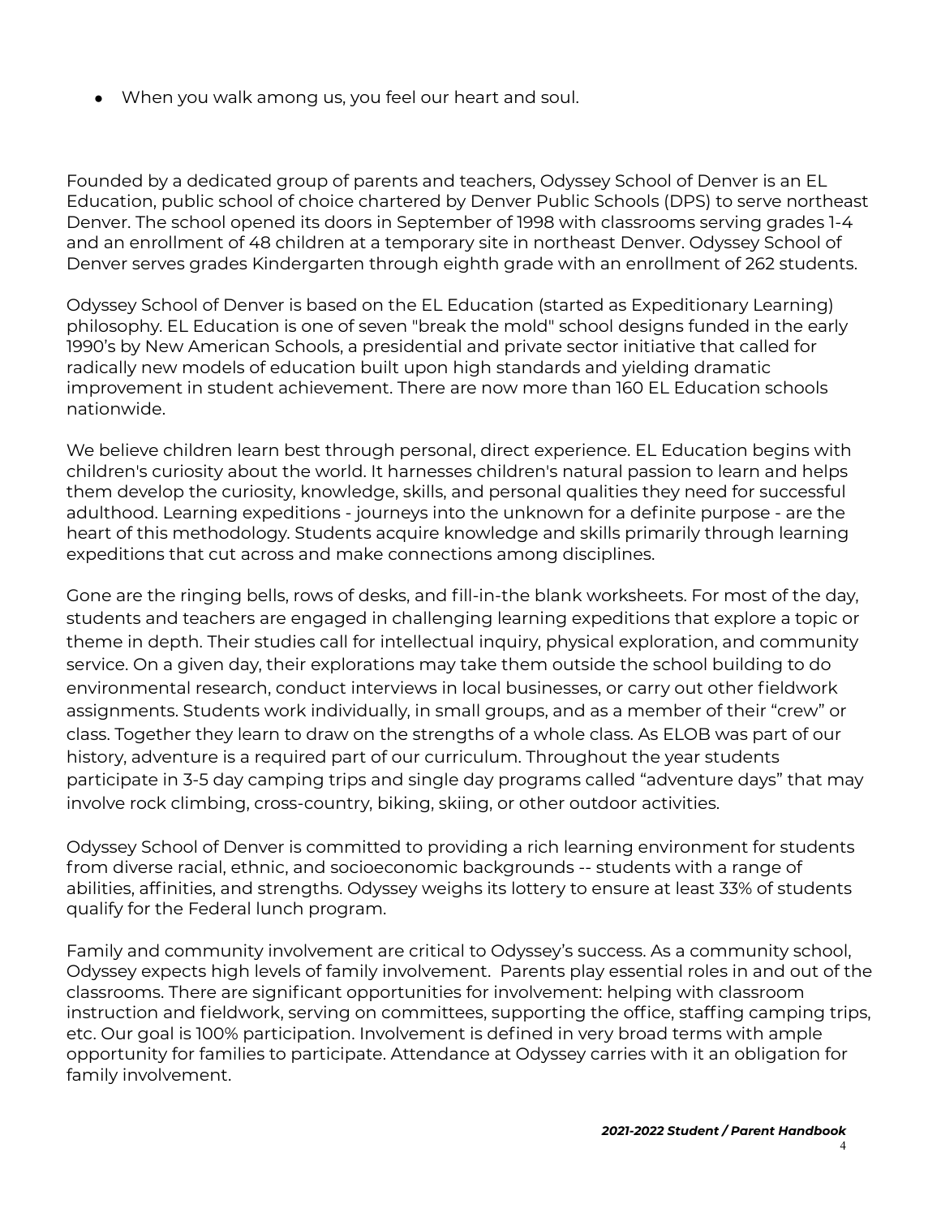- When you walk among us, you feel our heart and soul.

Founded by a dedicated group of parents and teachers, Odyssey School of Denver is an EL Education, public school of choice chartered by Denver Public Schools (DPS) to serve northeast Denver. The school opened its doors in September of 1998 with classrooms serving grades 1-4 and an enrollment of 48 children at a temporary site in northeast Denver. Odyssey School of Denver serves grades Kindergarten through eighth grade with an enrollment of 262 students.

Odyssey School of Denver is based on the EL Education (started as Expeditionary Learning) philosophy. EL Education is one of seven "break the mold" school designs funded in the early 1990's by New American Schools, a presidential and private sector initiative that called for radically new models of education built upon high standards and yielding dramatic improvement in student achievement. There are now more than 160 EL Education schools nationwide.

We believe children learn best through personal, direct experience. EL Education begins with children's curiosity about the world. It harnesses children's natural passion to learn and helps them develop the curiosity, knowledge, skills, and personal qualities they need for successful adulthood. Learning expeditions - journeys into the unknown for a definite purpose - are the heart of this methodology. Students acquire knowledge and skills primarily through learning expeditions that cut across and make connections among disciplines.

Gone are the ringing bells, rows of desks, and fill-in-the blank worksheets. For most of the day, students and teachers are engaged in challenging learning expeditions that explore a topic or theme in depth. Their studies call for intellectual inquiry, physical exploration, and community service. On a given day, their explorations may take them outside the school building to do environmental research, conduct interviews in local businesses, or carry out other fieldwork assignments. Students work individually, in small groups, and as a member of their "crew" or class. Together they learn to draw on the strengths of a whole class. As ELOB was part of our history, adventure is a required part of our curriculum. Throughout the year students participate in 3-5 day camping trips and single day programs called "adventure days" that may involve rock climbing, cross-country, biking, skiing, or other outdoor activities.

Odyssey School of Denver is committed to providing a rich learning environment for students from diverse racial, ethnic, and socioeconomic backgrounds -- students with a range of abilities, affinities, and strengths. Odyssey weighs its lottery to ensure at least 33% of students qualify for the Federal lunch program.

Family and community involvement are critical to Odyssey's success. As a community school, Odyssey expects high levels of family involvement. Parents play essential roles in and out of the classrooms. There are significant opportunities for involvement: helping with classroom instruction and fieldwork, serving on committees, supporting the office, staffing camping trips, etc. Our goal is 100% participation. Involvement is defined in very broad terms with ample opportunity for families to participate. Attendance at Odyssey carries with it an obligation for family involvement.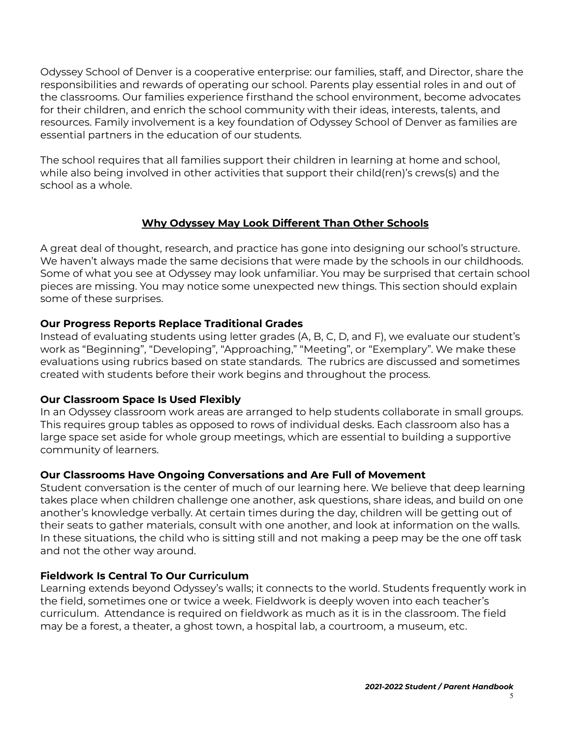Odyssey School of Denver is a cooperative enterprise: our families, staff, and Director, share the responsibilities and rewards of operating our school. Parents play essential roles in and out of the classrooms. Our families experience firsthand the school environment, become advocates for their children, and enrich the school community with their ideas, interests, talents, and resources. Family involvement is a key foundation of Odyssey School of Denver as families are essential partners in the education of our students.

The school requires that all families support their children in learning at home and school, while also being involved in other activities that support their child(ren)'s crews(s) and the school as a whole.

## Why Odyssey May Look Different Than Other Schools

A great deal of thought, research, and practice has gone into designing our school's structure. We haven't always made the same decisions that were made by the schools in our childhoods. Some of what you see at Odyssey may look unfamiliar. You may be surprised that certain school pieces are missing. You may notice some unexpected new things. This section should explain some of these surprises.

### Our Progress Reports Replace Traditional Grades

Instead of evaluating students using letter grades (A, B, C, D, and F), we evaluate our student's work as "Beginning", "Developing", "Approaching," "Meeting", or "Exemplary". We make these evaluations using rubrics based on state standards. The rubrics are discussed and sometimes created with students before their work begins and throughout the process.

### Our Classroom Space Is Used Flexibly

In an Odyssey classroom work areas are arranged to help students collaborate in small groups. This requires group tables as opposed to rows of individual desks. Each classroom also has a large space set aside for whole group meetings, which are essential to building a supportive community of learners.

### Our Classrooms Have Ongoing Conversations and Are Full of Movement

Student conversation is the center of much of our learning here. We believe that deep learning takes place when children challenge one another, ask questions, share ideas, and build on one another's knowledge verbally. At certain times during the day, children will be getting out of their seats to gather materials, consult with one another, and look at information on the walls. In these situations, the child who is sitting still and not making a peep may be the one off task and not the other way around.

### Fieldwork Is Central To Our Curriculum

Learning extends beyond Odyssey's walls; it connects to the world. Students frequently work in the field, sometimes one or twice a week. Fieldwork is deeply woven into each teacher's curriculum. Attendance is required on fieldwork as much as it is in the classroom. The field may be a forest, a theater, a ghost town, a hospital lab, a courtroom, a museum, etc.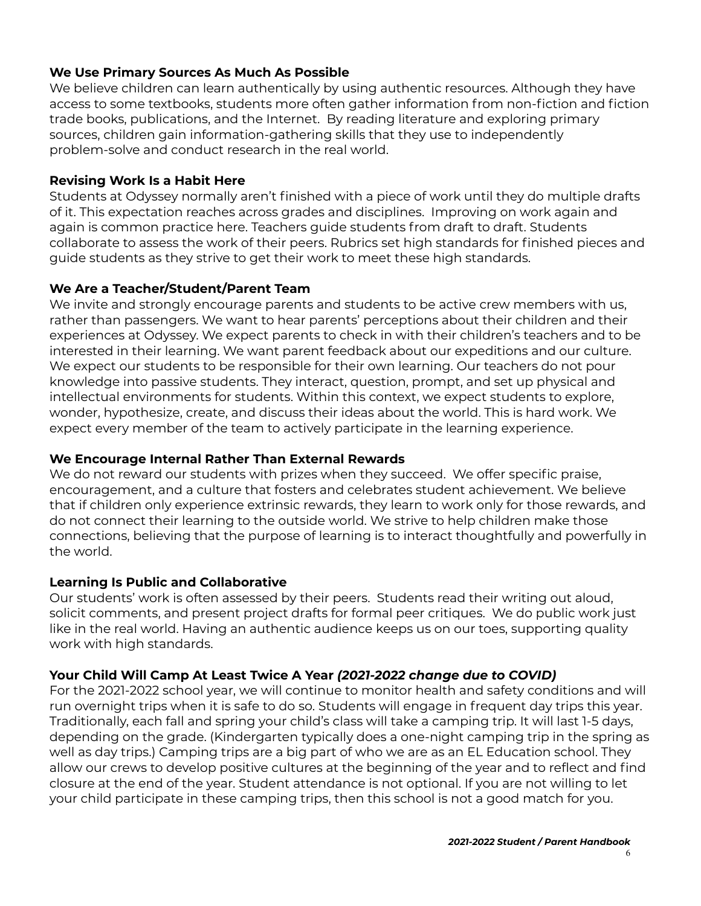### We Use Primary Sources As Much As Possible

We believe children can learn authentically by using authentic resources. Although they have access to some textbooks, students more often gather information from non-fiction and fiction trade books, publications, and the Internet. By reading literature and exploring primary sources, children gain information-gathering skills that they use to independently problem-solve and conduct research in the real world.

### Revising Work Is a Habit Here

Students at Odyssey normally aren't finished with a piece of work until they do multiple drafts of it. This expectation reaches across grades and disciplines. Improving on work again and again is common practice here. Teachers guide students from draft to draft. Students collaborate to assess the work of their peers. Rubrics set high standards for finished pieces and guide students as they strive to get their work to meet these high standards.

### We Are a Teacher/Student/Parent Team

We invite and strongly encourage parents and students to be active crew members with us, rather than passengers. We want to hear parents' perceptions about their children and their experiences at Odyssey. We expect parents to check in with their children's teachers and to be interested in their learning. We want parent feedback about our expeditions and our culture. We expect our students to be responsible for their own learning. Our teachers do not pour knowledge into passive students. They interact, question, prompt, and set up physical and intellectual environments for students. Within this context, we expect students to explore, wonder, hypothesize, create, and discuss their ideas about the world. This is hard work. We expect every member of the team to actively participate in the learning experience.

### We Encourage Internal Rather Than External Rewards

We do not reward our students with prizes when they succeed. We offer specific praise, encouragement, and a culture that fosters and celebrates student achievement. We believe that if children only experience extrinsic rewards, they learn to work only for those rewards, and do not connect their learning to the outside world. We strive to help children make those connections, believing that the purpose of learning is to interact thoughtfully and powerfully in the world.

### Learning Is Public and Collaborative

Our students' work is often assessed by their peers. Students read their writing out aloud, solicit comments, and present project drafts for formal peer critiques. We do public work just like in the real world. Having an authentic audience keeps us on our toes, supporting quality work with high standards.

### Your Child Will Camp At Least Twice A Year *(2021-2022 change due to COVID)*

For the 2021-2022 school year, we will continue to monitor health and safety conditions and will run overnight trips when it is safe to do so. Students will engage in frequent day trips this year. Traditionally, each fall and spring your child's class will take a camping trip. It will last 1-5 days, depending on the grade. (Kindergarten typically does a one-night camping trip in the spring as well as day trips.) Camping trips are a big part of who we are as an EL Education school. They allow our crews to develop positive cultures at the beginning of the year and to reflect and find closure at the end of the year. Student attendance is not optional. If you are not willing to let your child participate in these camping trips, then this school is not a good match for you.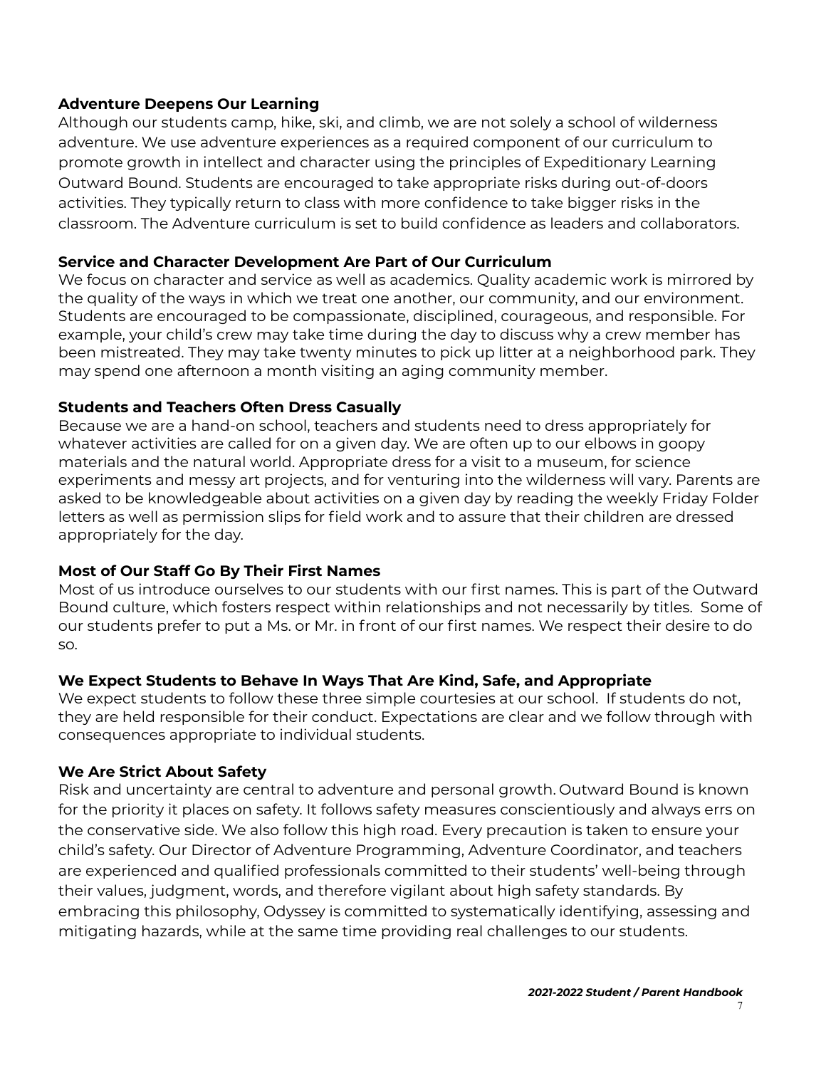### Adventure Deepens Our Learning

Although our students camp, hike, ski, and climb, we are not solely a school of wilderness adventure. We use adventure experiences as a required component of our curriculum to promote growth in intellect and character using the principles of Expeditionary Learning Outward Bound. Students are encouraged to take appropriate risks during out-of-doors activities. They typically return to class with more confidence to take bigger risks in the classroom. The Adventure curriculum is set to build confidence as leaders and collaborators.

### Service and Character Development Are Part of Our Curriculum

We focus on character and service as well as academics. Quality academic work is mirrored by the quality of the ways in which we treat one another, our community, and our environment. Students are encouraged to be compassionate, disciplined, courageous, and responsible. For example, your child's crew may take time during the day to discuss why a crew member has been mistreated. They may take twenty minutes to pick up litter at a neighborhood park. They may spend one afternoon a month visiting an aging community member.

### Students and Teachers Often Dress Casually

Because we are a hand-on school, teachers and students need to dress appropriately for whatever activities are called for on a given day. We are often up to our elbows in goopy materials and the natural world. Appropriate dress for a visit to a museum, for science experiments and messy art projects, and for venturing into the wilderness will vary. Parents are asked to be knowledgeable about activities on a given day by reading the weekly Friday Folder letters as well as permission slips for field work and to assure that their children are dressed appropriately for the day.

### Most of Our Staff Go By Their First Names

Most of us introduce ourselves to our students with our first names. This is part of the Outward Bound culture, which fosters respect within relationships and not necessarily by titles. Some of our students prefer to put a Ms. or Mr. in front of our first names. We respect their desire to do so.

### We Expect Students to Behave In Ways That Are Kind, Safe, and Appropriate

We expect students to follow these three simple courtesies at our school. If students do not, they are held responsible for their conduct. Expectations are clear and we follow through with consequences appropriate to individual students.

### We Are Strict About Safety

Risk and uncertainty are central to adventure and personal growth. Outward Bound is known for the priority it places on safety. It follows safety measures conscientiously and always errs on the conservative side. We also follow this high road. Every precaution is taken to ensure your child's safety. Our Director of Adventure Programming, Adventure Coordinator, and teachers are experienced and qualified professionals committed to their students' well-being through their values, judgment, words, and therefore vigilant about high safety standards. By embracing this philosophy, Odyssey is committed to systematically identifying, assessing and mitigating hazards, while at the same time providing real challenges to our students.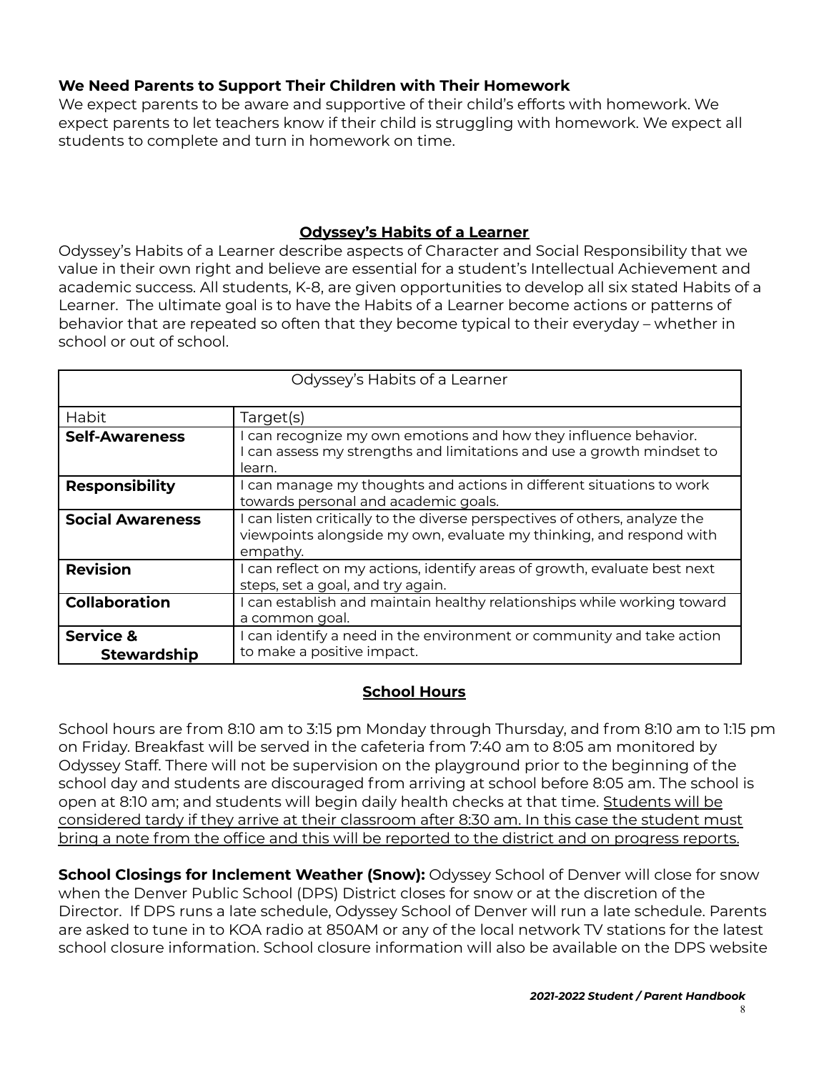**We Need Parents to Support Their Children with Their Homework**

We expect parents to be aware and supportive of their child's efforts with homework. We expect parents to let teachers know if their child is struggling with homework. We expect all students to complete and turn in homework on time.

## Odyssey's Habits of a Learner

Odyssey's Habits of a Learner describe aspects of Character and Social Responsibility that we value in their own right and believe are essential for a student's Intellectual Achievement and academic success. All students, K-8, are given opportunities to develop all six stated Habits of a Learner. The ultimate goal is to have the Habits of a Learner become actions or patterns of behavior that are repeated so often that they become typical to their everyday – whether in school or out of school.

| Odyssey's Habits of a Learner | |
|---|---|
| Habit | Target(s) |
| **Self-Awareness** | I can recognize my own emotions and how they influence behavior. I can assess my strengths and limitations and use a growth mindset to learn. |
| **Responsibility** | I can manage my thoughts and actions in different situations to work towards personal and academic goals. |
| **Social Awareness** | I can listen critically to the diverse perspectives of others, analyze the viewpoints alongside my own, evaluate my thinking, and respond with empathy. |
| **Revision** | I can reflect on my actions, identify areas of growth, evaluate best next steps, set a goal, and try again. |
| **Collaboration** | I can establish and maintain healthy relationships while working toward a common goal. |
| **Service & Stewardship** | I can identify a need in the environment or community and take action to make a positive impact. |

## School Hours

School hours are from 8:10 am to 3:15 pm Monday through Thursday, and from 8:10 am to 1:15 pm on Friday. Breakfast will be served in the cafeteria from 7:40 am to 8:05 am monitored by Odyssey Staff. There will not be supervision on the playground prior to the beginning of the school day and students are discouraged from arriving at school before 8:05 am. The school is open at 8:10 am; and students will begin daily health checks at that time. Students will be considered tardy if they arrive at their classroom after 8:30 am. In this case the student must bring a note from the office and this will be reported to the district and on progress reports.

**School Closings for Inclement Weather (Snow):** Odyssey School of Denver will close for snow when the Denver Public School (DPS) District closes for snow or at the discretion of the Director. If DPS runs a late schedule, Odyssey School of Denver will run a late schedule. Parents are asked to tune in to KOA radio at 850AM or any of the local network TV stations for the latest school closure information. School closure information will also be available on the DPS website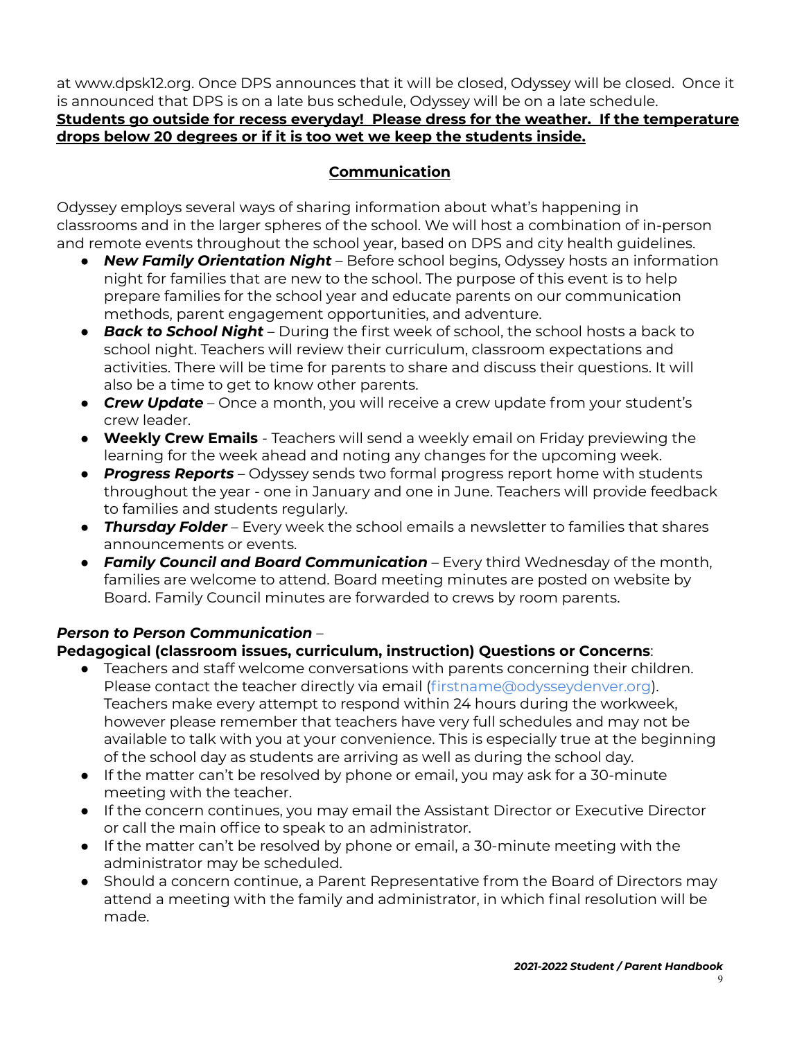at www.dpsk12.org. Once DPS announces that it will be closed, Odyssey will be closed. Once it is announced that DPS is on a late bus schedule, Odyssey will be on a late schedule.
**Students go outside for recess everyday! Please dress for the weather. If the temperature drops below 20 degrees or if it is too wet we keep the students inside.**

## Communication

Odyssey employs several ways of sharing information about what's happening in classrooms and in the larger spheres of the school. We will host a combination of in-person and remote events throughout the school year, based on DPS and city health guidelines.

- ***New Family Orientation Night*** – Before school begins, Odyssey hosts an information night for families that are new to the school. The purpose of this event is to help prepare families for the school year and educate parents on our communication methods, parent engagement opportunities, and adventure.
- ***Back to School Night*** – During the first week of school, the school hosts a back to school night. Teachers will review their curriculum, classroom expectations and activities. There will be time for parents to share and discuss their questions. It will also be a time to get to know other parents.
- ***Crew Update*** – Once a month, you will receive a crew update from your student's crew leader.
- **Weekly Crew Emails** - Teachers will send a weekly email on Friday previewing the learning for the week ahead and noting any changes for the upcoming week.
- ***Progress Reports*** – Odyssey sends two formal progress report home with students throughout the year - one in January and one in June. Teachers will provide feedback to families and students regularly.
- ***Thursday Folder*** – Every week the school emails a newsletter to families that shares announcements or events.
- ***Family Council and Board Communication*** – Every third Wednesday of the month, families are welcome to attend. Board meeting minutes are posted on website by Board. Family Council minutes are forwarded to crews by room parents.

***Person to Person Communication*** –
**Pedagogical (classroom issues, curriculum, instruction) Questions or Concerns**:

- Teachers and staff welcome conversations with parents concerning their children. Please contact the teacher directly via email (firstname@odysseydenver.org). Teachers make every attempt to respond within 24 hours during the workweek, however please remember that teachers have very full schedules and may not be available to talk with you at your convenience. This is especially true at the beginning of the school day as students are arriving as well as during the school day.
- If the matter can't be resolved by phone or email, you may ask for a 30-minute meeting with the teacher.
- If the concern continues, you may email the Assistant Director or Executive Director or call the main office to speak to an administrator.
- If the matter can't be resolved by phone or email, a 30-minute meeting with the administrator may be scheduled.
- Should a concern continue, a Parent Representative from the Board of Directors may attend a meeting with the family and administrator, in which final resolution will be made.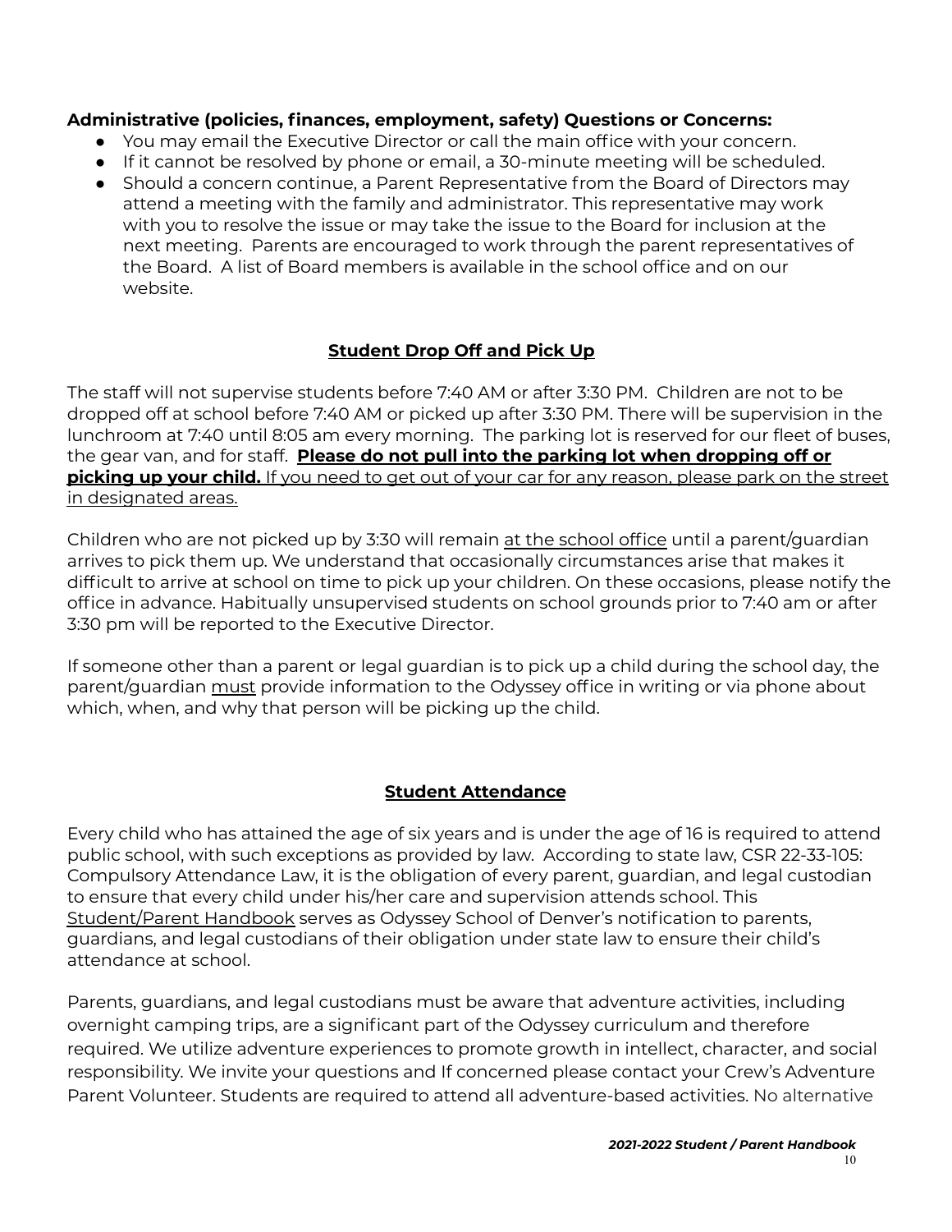**Administrative (policies, finances, employment, safety) Questions or Concerns:**

- You may email the Executive Director or call the main office with your concern.
- If it cannot be resolved by phone or email, a 30-minute meeting will be scheduled.
- Should a concern continue, a Parent Representative from the Board of Directors may attend a meeting with the family and administrator. This representative may work with you to resolve the issue or may take the issue to the Board for inclusion at the next meeting. Parents are encouraged to work through the parent representatives of the Board. A list of Board members is available in the school office and on our website.

## Student Drop Off and Pick Up

The staff will not supervise students before 7:40 AM or after 3:30 PM. Children are not to be dropped off at school before 7:40 AM or picked up after 3:30 PM. There will be supervision in the lunchroom at 7:40 until 8:05 am every morning. The parking lot is reserved for our fleet of buses, the gear van, and for staff. **Please do not pull into the parking lot when dropping off or picking up your child.** If you need to get out of your car for any reason, please park on the street in designated areas.

Children who are not picked up by 3:30 will remain at the school office until a parent/guardian arrives to pick them up. We understand that occasionally circumstances arise that makes it difficult to arrive at school on time to pick up your children. On these occasions, please notify the office in advance. Habitually unsupervised students on school grounds prior to 7:40 am or after 3:30 pm will be reported to the Executive Director.

If someone other than a parent or legal guardian is to pick up a child during the school day, the parent/guardian must provide information to the Odyssey office in writing or via phone about which, when, and why that person will be picking up the child.

## Student Attendance

Every child who has attained the age of six years and is under the age of 16 is required to attend public school, with such exceptions as provided by law. According to state law, CSR 22-33-105: Compulsory Attendance Law, it is the obligation of every parent, guardian, and legal custodian to ensure that every child under his/her care and supervision attends school. This Student/Parent Handbook serves as Odyssey School of Denver's notification to parents, guardians, and legal custodians of their obligation under state law to ensure their child's attendance at school.

Parents, guardians, and legal custodians must be aware that adventure activities, including overnight camping trips, are a significant part of the Odyssey curriculum and therefore required. We utilize adventure experiences to promote growth in intellect, character, and social responsibility. We invite your questions and If concerned please contact your Crew's Adventure Parent Volunteer. Students are required to attend all adventure-based activities. No alternative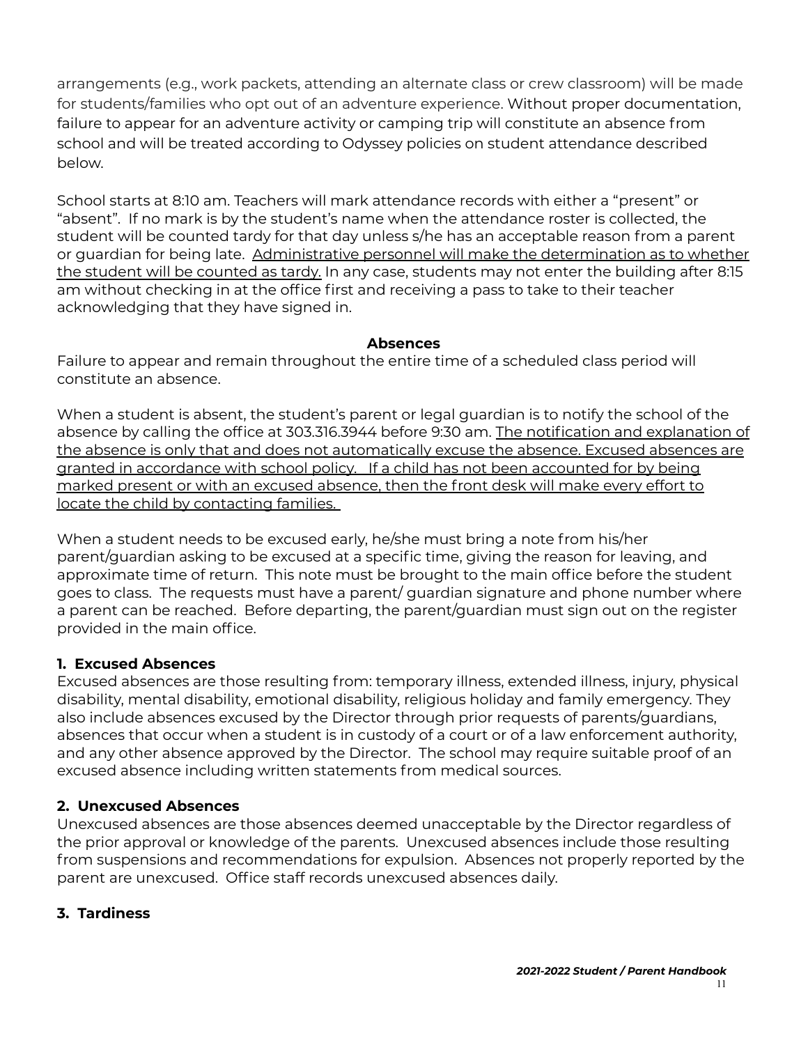arrangements (e.g., work packets, attending an alternate class or crew classroom) will be made for students/families who opt out of an adventure experience. Without proper documentation, failure to appear for an adventure activity or camping trip will constitute an absence from school and will be treated according to Odyssey policies on student attendance described below.

School starts at 8:10 am. Teachers will mark attendance records with either a "present" or "absent". If no mark is by the student's name when the attendance roster is collected, the student will be counted tardy for that day unless s/he has an acceptable reason from a parent or guardian for being late. <u>Administrative personnel will make the determination as to whether the student will be counted as tardy.</u> In any case, students may not enter the building after 8:15 am without checking in at the office first and receiving a pass to take to their teacher acknowledging that they have signed in.

**Absences**

Failure to appear and remain throughout the entire time of a scheduled class period will constitute an absence.

When a student is absent, the student's parent or legal guardian is to notify the school of the absence by calling the office at 303.316.3944 before 9:30 am. <u>The notification and explanation of the absence is only that and does not automatically excuse the absence. Excused absences are granted in accordance with school policy. If a child has not been accounted for by being marked present or with an excused absence, then the front desk will make every effort to locate the child by contacting families.</u>

When a student needs to be excused early, he/she must bring a note from his/her parent/guardian asking to be excused at a specific time, giving the reason for leaving, and approximate time of return. This note must be brought to the main office before the student goes to class. The requests must have a parent/ guardian signature and phone number where a parent can be reached. Before departing, the parent/guardian must sign out on the register provided in the main office.

### 1. Excused Absences

Excused absences are those resulting from: temporary illness, extended illness, injury, physical disability, mental disability, emotional disability, religious holiday and family emergency. They also include absences excused by the Director through prior requests of parents/guardians, absences that occur when a student is in custody of a court or of a law enforcement authority, and any other absence approved by the Director. The school may require suitable proof of an excused absence including written statements from medical sources.

### 2. Unexcused Absences

Unexcused absences are those absences deemed unacceptable by the Director regardless of the prior approval or knowledge of the parents. Unexcused absences include those resulting from suspensions and recommendations for expulsion. Absences not properly reported by the parent are unexcused. Office staff records unexcused absences daily.

### 3. Tardiness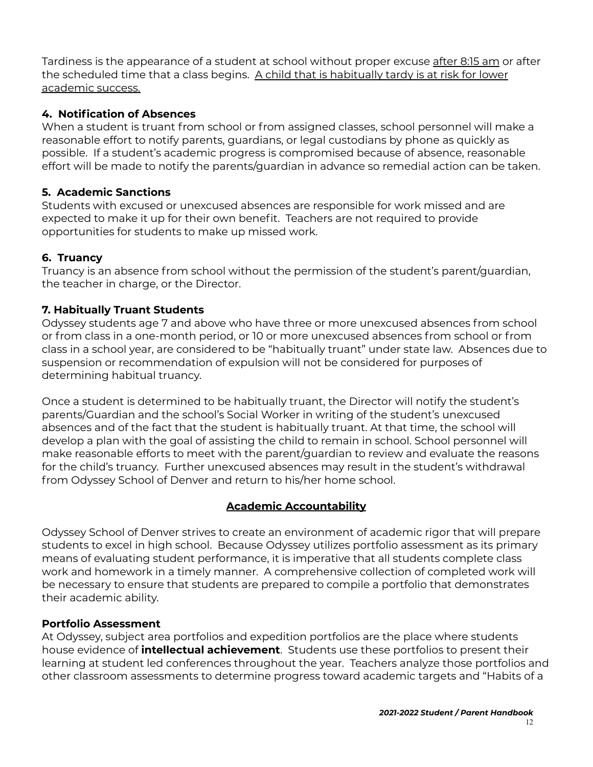Tardiness is the appearance of a student at school without proper excuse after 8:15 am or after the scheduled time that a class begins. A child that is habitually tardy is at risk for lower academic success.

### 4. Notification of Absences

When a student is truant from school or from assigned classes, school personnel will make a reasonable effort to notify parents, guardians, or legal custodians by phone as quickly as possible. If a student's academic progress is compromised because of absence, reasonable effort will be made to notify the parents/guardian in advance so remedial action can be taken.

### 5. Academic Sanctions

Students with excused or unexcused absences are responsible for work missed and are expected to make it up for their own benefit. Teachers are not required to provide opportunities for students to make up missed work.

### 6. Truancy

Truancy is an absence from school without the permission of the student's parent/guardian, the teacher in charge, or the Director.

### 7. Habitually Truant Students

Odyssey students age 7 and above who have three or more unexcused absences from school or from class in a one-month period, or 10 or more unexcused absences from school or from class in a school year, are considered to be "habitually truant" under state law. Absences due to suspension or recommendation of expulsion will not be considered for purposes of determining habitual truancy.

Once a student is determined to be habitually truant, the Director will notify the student's parents/Guardian and the school's Social Worker in writing of the student's unexcused absences and of the fact that the student is habitually truant. At that time, the school will develop a plan with the goal of assisting the child to remain in school. School personnel will make reasonable efforts to meet with the parent/guardian to review and evaluate the reasons for the child's truancy. Further unexcused absences may result in the student's withdrawal from Odyssey School of Denver and return to his/her home school.

## Academic Accountability

Odyssey School of Denver strives to create an environment of academic rigor that will prepare students to excel in high school. Because Odyssey utilizes portfolio assessment as its primary means of evaluating student performance, it is imperative that all students complete class work and homework in a timely manner. A comprehensive collection of completed work will be necessary to ensure that students are prepared to compile a portfolio that demonstrates their academic ability.

### Portfolio Assessment

At Odyssey, subject area portfolios and expedition portfolios are the place where students house evidence of **intellectual achievement**. Students use these portfolios to present their learning at student led conferences throughout the year. Teachers analyze those portfolios and other classroom assessments to determine progress toward academic targets and "Habits of a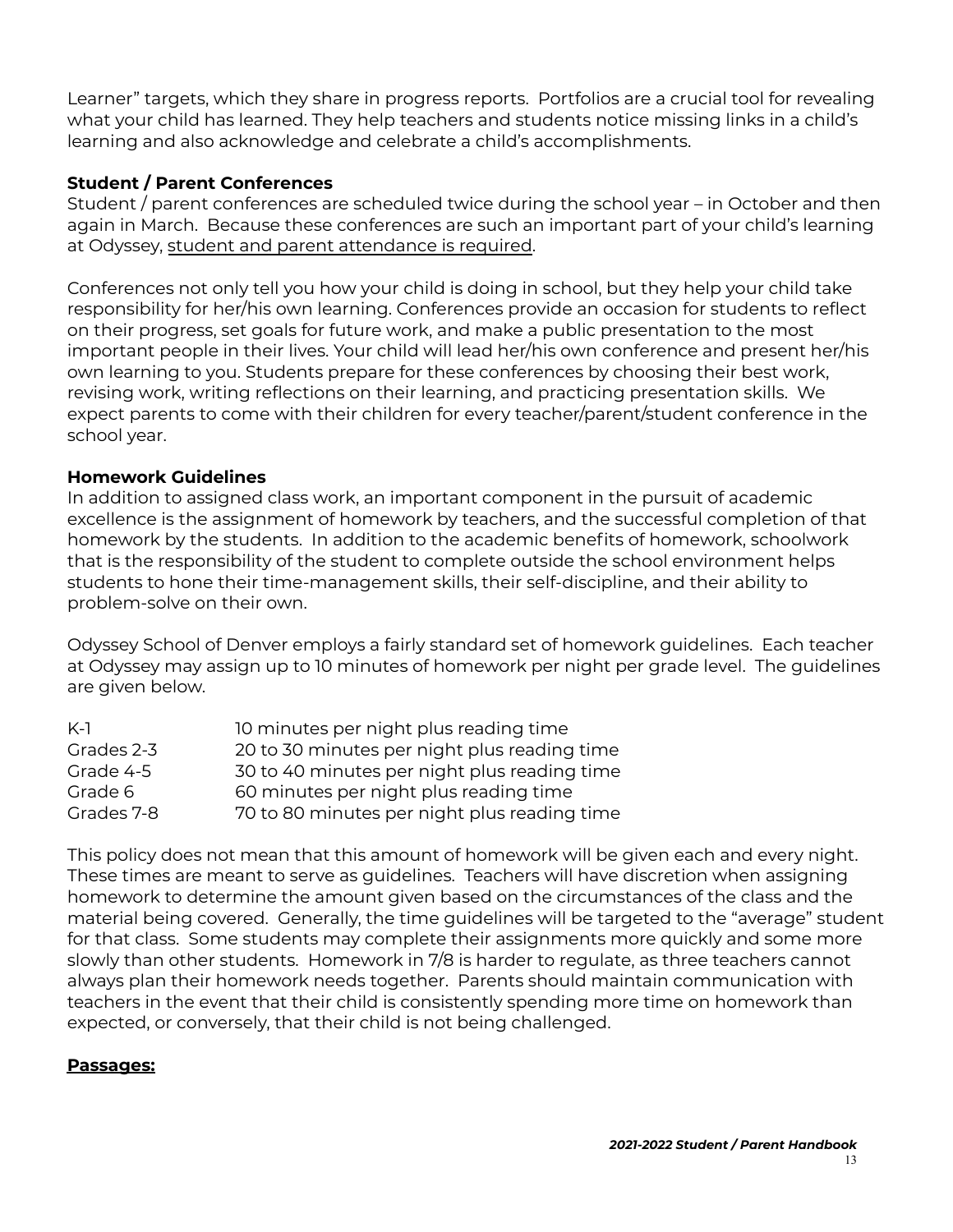Learner" targets, which they share in progress reports. Portfolios are a crucial tool for revealing what your child has learned. They help teachers and students notice missing links in a child's learning and also acknowledge and celebrate a child's accomplishments.

**Student / Parent Conferences**

Student / parent conferences are scheduled twice during the school year – in October and then again in March. Because these conferences are such an important part of your child's learning at Odyssey, <u>student and parent attendance is required</u>.

Conferences not only tell you how your child is doing in school, but they help your child take responsibility for her/his own learning. Conferences provide an occasion for students to reflect on their progress, set goals for future work, and make a public presentation to the most important people in their lives. Your child will lead her/his own conference and present her/his own learning to you. Students prepare for these conferences by choosing their best work, revising work, writing reflections on their learning, and practicing presentation skills. We expect parents to come with their children for every teacher/parent/student conference in the school year.

**Homework Guidelines**

In addition to assigned class work, an important component in the pursuit of academic excellence is the assignment of homework by teachers, and the successful completion of that homework by the students. In addition to the academic benefits of homework, schoolwork that is the responsibility of the student to complete outside the school environment helps students to hone their time-management skills, their self-discipline, and their ability to problem-solve on their own.

Odyssey School of Denver employs a fairly standard set of homework guidelines. Each teacher at Odyssey may assign up to 10 minutes of homework per night per grade level. The guidelines are given below.

| | |
|---|---|
| K-1 | 10 minutes per night plus reading time |
| Grades 2-3 | 20 to 30 minutes per night plus reading time |
| Grade 4-5 | 30 to 40 minutes per night plus reading time |
| Grade 6 | 60 minutes per night plus reading time |
| Grades 7-8 | 70 to 80 minutes per night plus reading time |

This policy does not mean that this amount of homework will be given each and every night. These times are meant to serve as guidelines. Teachers will have discretion when assigning homework to determine the amount given based on the circumstances of the class and the material being covered. Generally, the time guidelines will be targeted to the "average" student for that class. Some students may complete their assignments more quickly and some more slowly than other students. Homework in 7/8 is harder to regulate, as three teachers cannot always plan their homework needs together. Parents should maintain communication with teachers in the event that their child is consistently spending more time on homework than expected, or conversely, that their child is not being challenged.

**<u>Passages:</u>**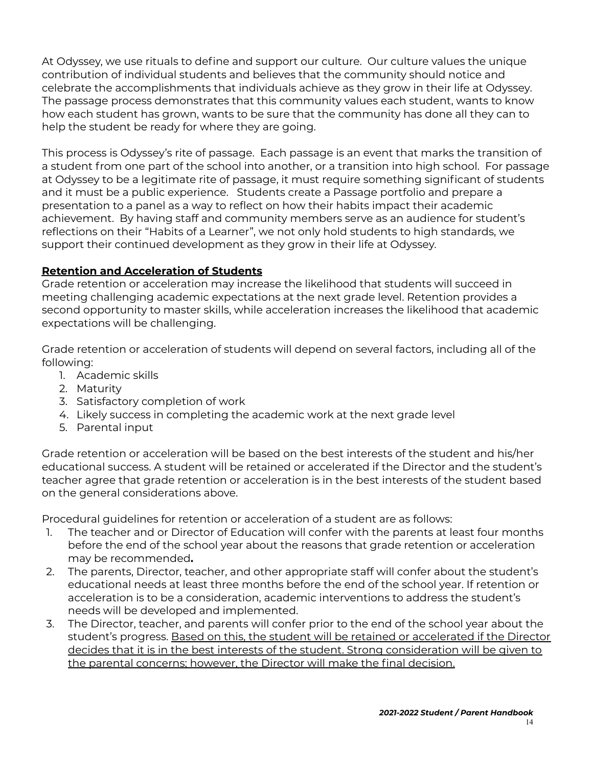At Odyssey, we use rituals to define and support our culture. Our culture values the unique contribution of individual students and believes that the community should notice and celebrate the accomplishments that individuals achieve as they grow in their life at Odyssey. The passage process demonstrates that this community values each student, wants to know how each student has grown, wants to be sure that the community has done all they can to help the student be ready for where they are going.

This process is Odyssey's rite of passage. Each passage is an event that marks the transition of a student from one part of the school into another, or a transition into high school. For passage at Odyssey to be a legitimate rite of passage, it must require something significant of students and it must be a public experience. Students create a Passage portfolio and prepare a presentation to a panel as a way to reflect on how their habits impact their academic achievement. By having staff and community members serve as an audience for student's reflections on their "Habits of a Learner", we not only hold students to high standards, we support their continued development as they grow in their life at Odyssey.

## Retention and Acceleration of Students

Grade retention or acceleration may increase the likelihood that students will succeed in meeting challenging academic expectations at the next grade level. Retention provides a second opportunity to master skills, while acceleration increases the likelihood that academic expectations will be challenging.

Grade retention or acceleration of students will depend on several factors, including all of the following:

1. Academic skills
2. Maturity
3. Satisfactory completion of work
4. Likely success in completing the academic work at the next grade level
5. Parental input

Grade retention or acceleration will be based on the best interests of the student and his/her educational success. A student will be retained or accelerated if the Director and the student's teacher agree that grade retention or acceleration is in the best interests of the student based on the general considerations above.

Procedural guidelines for retention or acceleration of a student are as follows:

1. The teacher and or Director of Education will confer with the parents at least four months before the end of the school year about the reasons that grade retention or acceleration may be recommended**.**
2. The parents, Director, teacher, and other appropriate staff will confer about the student's educational needs at least three months before the end of the school year. If retention or acceleration is to be a consideration, academic interventions to address the student's needs will be developed and implemented.
3. The Director, teacher, and parents will confer prior to the end of the school year about the student's progress. <u>Based on this, the student will be retained or accelerated if the Director decides that it is in the best interests of the student. Strong consideration will be given to the parental concerns; however, the Director will make the final decision.</u>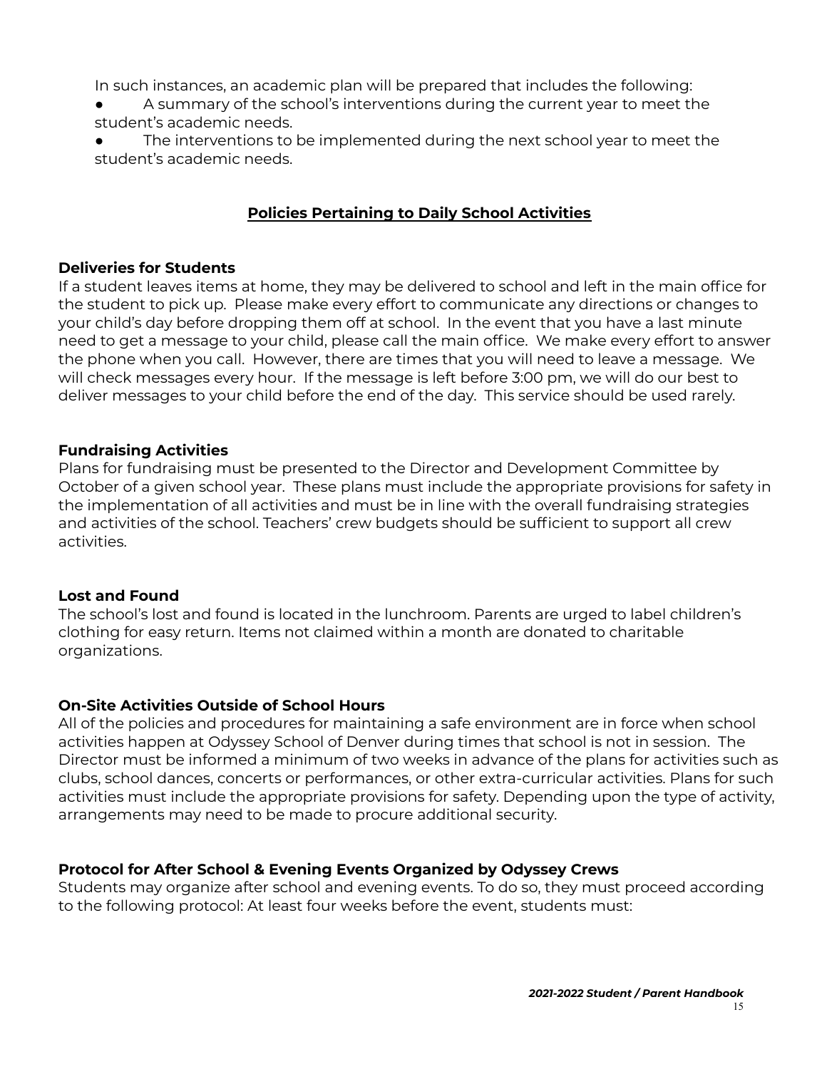In such instances, an academic plan will be prepared that includes the following:

- A summary of the school's interventions during the current year to meet the student's academic needs.
- The interventions to be implemented during the next school year to meet the student's academic needs.

## Policies Pertaining to Daily School Activities

### Deliveries for Students

If a student leaves items at home, they may be delivered to school and left in the main office for the student to pick up. Please make every effort to communicate any directions or changes to your child's day before dropping them off at school. In the event that you have a last minute need to get a message to your child, please call the main office. We make every effort to answer the phone when you call. However, there are times that you will need to leave a message. We will check messages every hour. If the message is left before 3:00 pm, we will do our best to deliver messages to your child before the end of the day. This service should be used rarely.

### Fundraising Activities

Plans for fundraising must be presented to the Director and Development Committee by October of a given school year. These plans must include the appropriate provisions for safety in the implementation of all activities and must be in line with the overall fundraising strategies and activities of the school. Teachers' crew budgets should be sufficient to support all crew activities.

### Lost and Found

The school's lost and found is located in the lunchroom. Parents are urged to label children's clothing for easy return. Items not claimed within a month are donated to charitable organizations.

### On-Site Activities Outside of School Hours

All of the policies and procedures for maintaining a safe environment are in force when school activities happen at Odyssey School of Denver during times that school is not in session. The Director must be informed a minimum of two weeks in advance of the plans for activities such as clubs, school dances, concerts or performances, or other extra-curricular activities. Plans for such activities must include the appropriate provisions for safety. Depending upon the type of activity, arrangements may need to be made to procure additional security.

### Protocol for After School & Evening Events Organized by Odyssey Crews

Students may organize after school and evening events. To do so, they must proceed according to the following protocol: At least four weeks before the event, students must: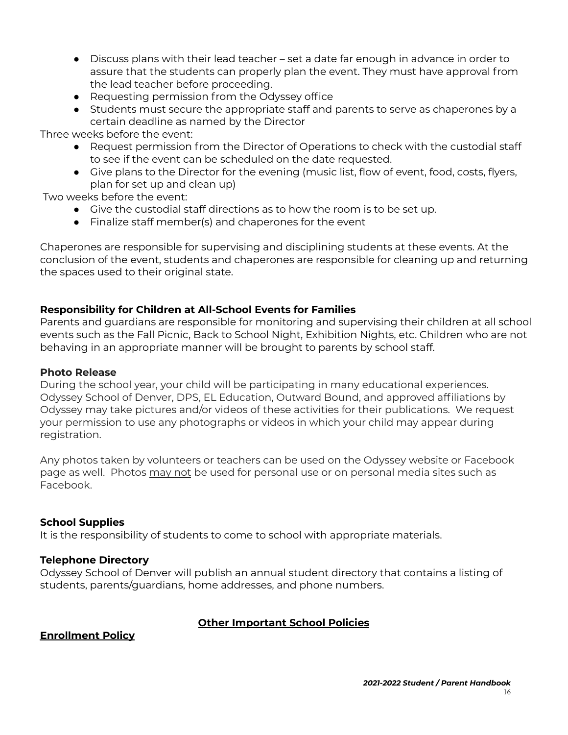- Discuss plans with their lead teacher – set a date far enough in advance in order to assure that the students can properly plan the event. They must have approval from the lead teacher before proceeding.
- Requesting permission from the Odyssey office
- Students must secure the appropriate staff and parents to serve as chaperones by a certain deadline as named by the Director

Three weeks before the event:

- Request permission from the Director of Operations to check with the custodial staff to see if the event can be scheduled on the date requested.
- Give plans to the Director for the evening (music list, flow of event, food, costs, flyers, plan for set up and clean up)

Two weeks before the event:

- Give the custodial staff directions as to how the room is to be set up.
- Finalize staff member(s) and chaperones for the event

Chaperones are responsible for supervising and disciplining students at these events. At the conclusion of the event, students and chaperones are responsible for cleaning up and returning the spaces used to their original state.

**Responsibility for Children at All-School Events for Families**

Parents and guardians are responsible for monitoring and supervising their children at all school events such as the Fall Picnic, Back to School Night, Exhibition Nights, etc. Children who are not behaving in an appropriate manner will be brought to parents by school staff.

**Photo Release**

During the school year, your child will be participating in many educational experiences. Odyssey School of Denver, DPS, EL Education, Outward Bound, and approved affiliations by Odyssey may take pictures and/or videos of these activities for their publications. We request your permission to use any photographs or videos in which your child may appear during registration.

Any photos taken by volunteers or teachers can be used on the Odyssey website or Facebook page as well. Photos <u>may not</u> be used for personal use or on personal media sites such as Facebook.

**School Supplies**

It is the responsibility of students to come to school with appropriate materials.

**Telephone Directory**

Odyssey School of Denver will publish an annual student directory that contains a listing of students, parents/guardians, home addresses, and phone numbers.

## <u>Other Important School Policies</u>

### <u>Enrollment Policy</u>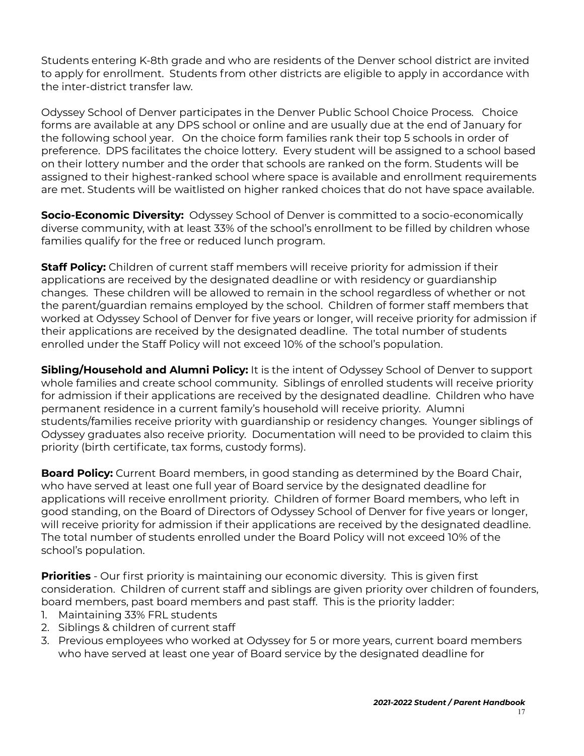Students entering K-8th grade and who are residents of the Denver school district are invited to apply for enrollment. Students from other districts are eligible to apply in accordance with the inter-district transfer law.

Odyssey School of Denver participates in the Denver Public School Choice Process. Choice forms are available at any DPS school or online and are usually due at the end of January for the following school year. On the choice form families rank their top 5 schools in order of preference. DPS facilitates the choice lottery. Every student will be assigned to a school based on their lottery number and the order that schools are ranked on the form. Students will be assigned to their highest-ranked school where space is available and enrollment requirements are met. Students will be waitlisted on higher ranked choices that do not have space available.

**Socio-Economic Diversity:** Odyssey School of Denver is committed to a socio-economically diverse community, with at least 33% of the school's enrollment to be filled by children whose families qualify for the free or reduced lunch program.

**Staff Policy:** Children of current staff members will receive priority for admission if their applications are received by the designated deadline or with residency or guardianship changes. These children will be allowed to remain in the school regardless of whether or not the parent/guardian remains employed by the school. Children of former staff members that worked at Odyssey School of Denver for five years or longer, will receive priority for admission if their applications are received by the designated deadline. The total number of students enrolled under the Staff Policy will not exceed 10% of the school's population.

**Sibling/Household and Alumni Policy:** It is the intent of Odyssey School of Denver to support whole families and create school community. Siblings of enrolled students will receive priority for admission if their applications are received by the designated deadline. Children who have permanent residence in a current family's household will receive priority. Alumni students/families receive priority with guardianship or residency changes. Younger siblings of Odyssey graduates also receive priority. Documentation will need to be provided to claim this priority (birth certificate, tax forms, custody forms).

**Board Policy:** Current Board members, in good standing as determined by the Board Chair, who have served at least one full year of Board service by the designated deadline for applications will receive enrollment priority. Children of former Board members, who left in good standing, on the Board of Directors of Odyssey School of Denver for five years or longer, will receive priority for admission if their applications are received by the designated deadline. The total number of students enrolled under the Board Policy will not exceed 10% of the school's population.

**Priorities** - Our first priority is maintaining our economic diversity. This is given first consideration. Children of current staff and siblings are given priority over children of founders, board members, past board members and past staff. This is the priority ladder:

1. Maintaining 33% FRL students
2. Siblings & children of current staff
3. Previous employees who worked at Odyssey for 5 or more years, current board members who have served at least one year of Board service by the designated deadline for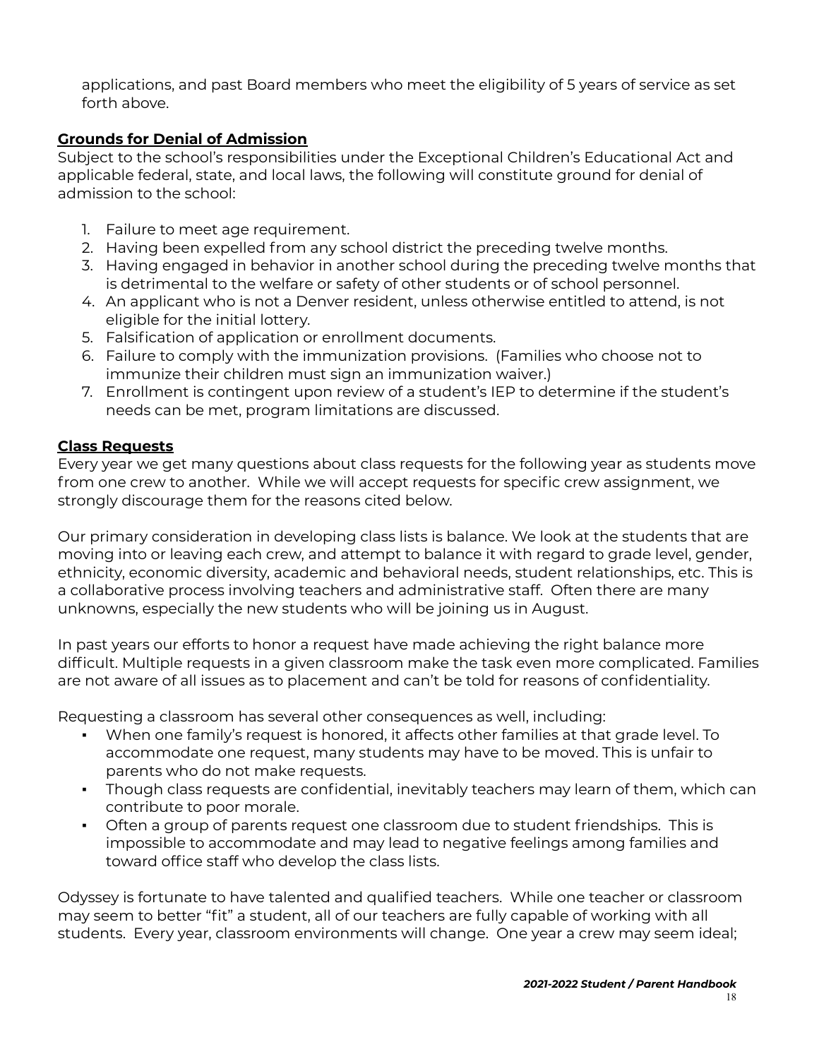applications, and past Board members who meet the eligibility of 5 years of service as set forth above.

## Grounds for Denial of Admission

Subject to the school's responsibilities under the Exceptional Children's Educational Act and applicable federal, state, and local laws, the following will constitute ground for denial of admission to the school:

1. Failure to meet age requirement.
2. Having been expelled from any school district the preceding twelve months.
3. Having engaged in behavior in another school during the preceding twelve months that is detrimental to the welfare or safety of other students or of school personnel.
4. An applicant who is not a Denver resident, unless otherwise entitled to attend, is not eligible for the initial lottery.
5. Falsification of application or enrollment documents.
6. Failure to comply with the immunization provisions. (Families who choose not to immunize their children must sign an immunization waiver.)
7. Enrollment is contingent upon review of a student's IEP to determine if the student's needs can be met, program limitations are discussed.

## Class Requests

Every year we get many questions about class requests for the following year as students move from one crew to another. While we will accept requests for specific crew assignment, we strongly discourage them for the reasons cited below.

Our primary consideration in developing class lists is balance. We look at the students that are moving into or leaving each crew, and attempt to balance it with regard to grade level, gender, ethnicity, economic diversity, academic and behavioral needs, student relationships, etc. This is a collaborative process involving teachers and administrative staff. Often there are many unknowns, especially the new students who will be joining us in August.

In past years our efforts to honor a request have made achieving the right balance more difficult. Multiple requests in a given classroom make the task even more complicated. Families are not aware of all issues as to placement and can't be told for reasons of confidentiality.

Requesting a classroom has several other consequences as well, including:

- When one family's request is honored, it affects other families at that grade level. To accommodate one request, many students may have to be moved. This is unfair to parents who do not make requests.
- Though class requests are confidential, inevitably teachers may learn of them, which can contribute to poor morale.
- Often a group of parents request one classroom due to student friendships. This is impossible to accommodate and may lead to negative feelings among families and toward office staff who develop the class lists.

Odyssey is fortunate to have talented and qualified teachers. While one teacher or classroom may seem to better "fit" a student, all of our teachers are fully capable of working with all students. Every year, classroom environments will change. One year a crew may seem ideal;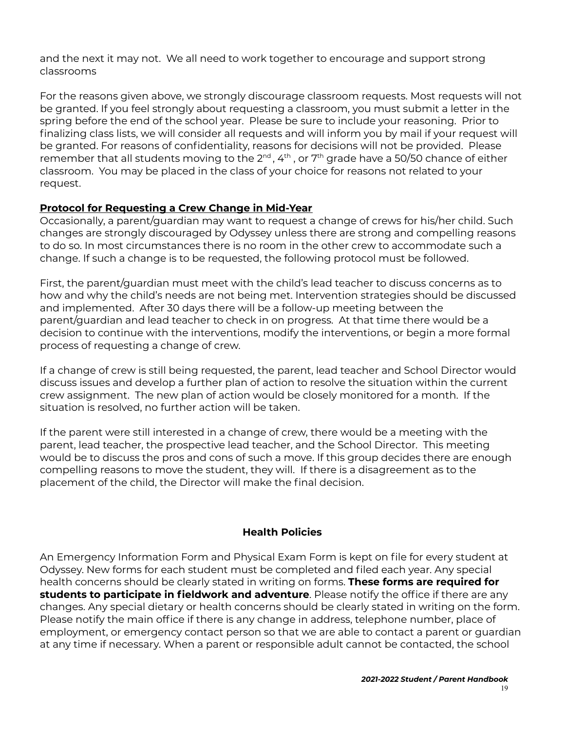and the next it may not. We all need to work together to encourage and support strong classrooms

For the reasons given above, we strongly discourage classroom requests. Most requests will not be granted. If you feel strongly about requesting a classroom, you must submit a letter in the spring before the end of the school year. Please be sure to include your reasoning. Prior to finalizing class lists, we will consider all requests and will inform you by mail if your request will be granted. For reasons of confidentiality, reasons for decisions will not be provided. Please remember that all students moving to the 2nd, 4th, or 7th grade have a 50/50 chance of either classroom. You may be placed in the class of your choice for reasons not related to your request.

**Protocol for Requesting a Crew Change in Mid-Year**

Occasionally, a parent/guardian may want to request a change of crews for his/her child. Such changes are strongly discouraged by Odyssey unless there are strong and compelling reasons to do so. In most circumstances there is no room in the other crew to accommodate such a change. If such a change is to be requested, the following protocol must be followed.

First, the parent/guardian must meet with the child's lead teacher to discuss concerns as to how and why the child's needs are not being met. Intervention strategies should be discussed and implemented. After 30 days there will be a follow-up meeting between the parent/guardian and lead teacher to check in on progress. At that time there would be a decision to continue with the interventions, modify the interventions, or begin a more formal process of requesting a change of crew.

If a change of crew is still being requested, the parent, lead teacher and School Director would discuss issues and develop a further plan of action to resolve the situation within the current crew assignment. The new plan of action would be closely monitored for a month. If the situation is resolved, no further action will be taken.

If the parent were still interested in a change of crew, there would be a meeting with the parent, lead teacher, the prospective lead teacher, and the School Director. This meeting would be to discuss the pros and cons of such a move. If this group decides there are enough compelling reasons to move the student, they will. If there is a disagreement as to the placement of the child, the Director will make the final decision.

## Health Policies

An Emergency Information Form and Physical Exam Form is kept on file for every student at Odyssey. New forms for each student must be completed and filed each year. Any special health concerns should be clearly stated in writing on forms. **These forms are required for students to participate in fieldwork and adventure**. Please notify the office if there are any changes. Any special dietary or health concerns should be clearly stated in writing on the form. Please notify the main office if there is any change in address, telephone number, place of employment, or emergency contact person so that we are able to contact a parent or guardian at any time if necessary. When a parent or responsible adult cannot be contacted, the school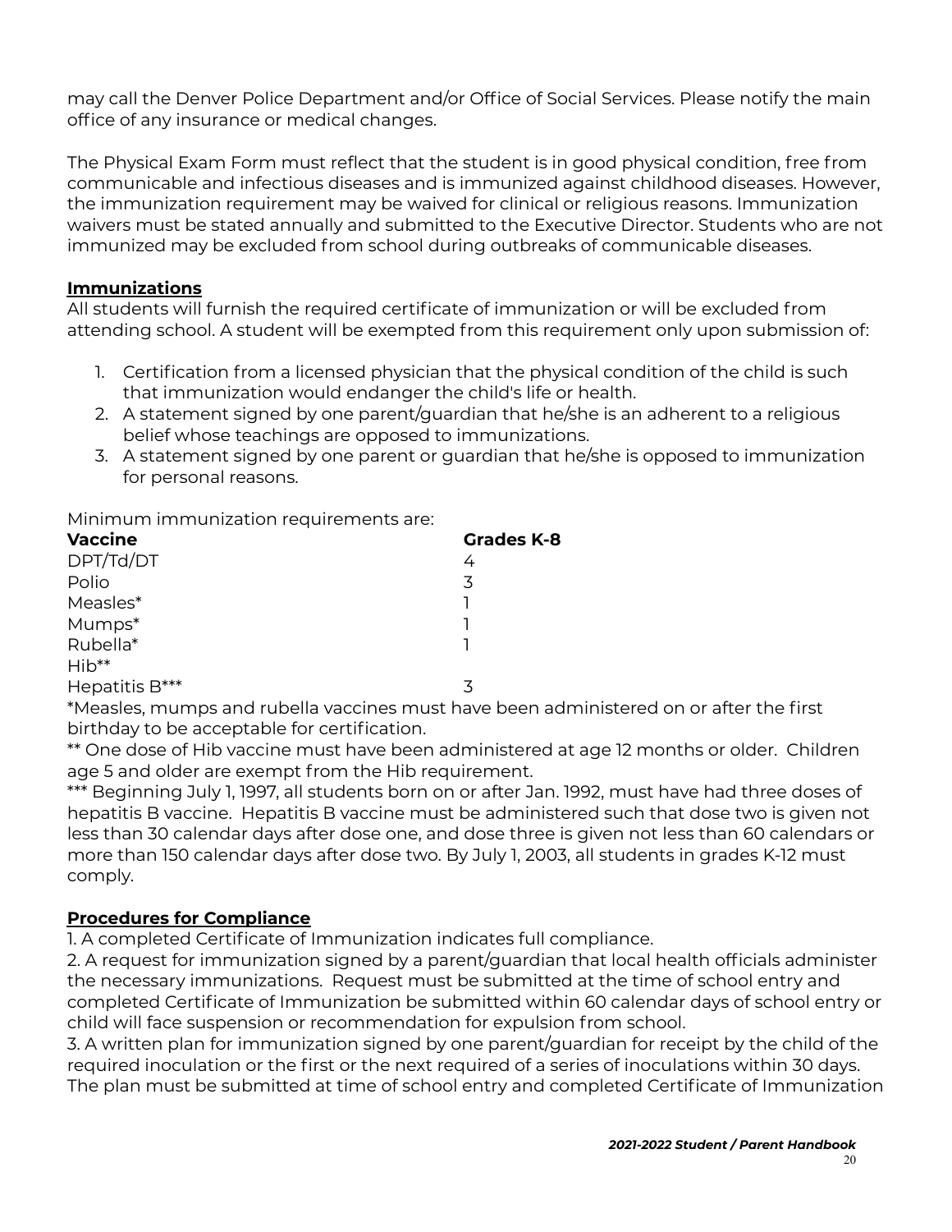may call the Denver Police Department and/or Office of Social Services. Please notify the main office of any insurance or medical changes.

The Physical Exam Form must reflect that the student is in good physical condition, free from communicable and infectious diseases and is immunized against childhood diseases. However, the immunization requirement may be waived for clinical or religious reasons. Immunization waivers must be stated annually and submitted to the Executive Director. Students who are not immunized may be excluded from school during outbreaks of communicable diseases.

## Immunizations

All students will furnish the required certificate of immunization or will be excluded from attending school. A student will be exempted from this requirement only upon submission of:

1. Certification from a licensed physician that the physical condition of the child is such that immunization would endanger the child's life or health.
2. A statement signed by one parent/guardian that he/she is an adherent to a religious belief whose teachings are opposed to immunizations.
3. A statement signed by one parent or guardian that he/she is opposed to immunization for personal reasons.

Minimum immunization requirements are:

| Vaccine | Grades K-8 |
|---|---|
| DPT/Td/DT | 4 |
| Polio | 3 |
| Measles* | 1 |
| Mumps* | 1 |
| Rubella* | 1 |
| Hib** | |
| Hepatitis B*** | 3 |

*Measles, mumps and rubella vaccines must have been administered on or after the first birthday to be acceptable for certification.

** One dose of Hib vaccine must have been administered at age 12 months or older. Children age 5 and older are exempt from the Hib requirement.

*** Beginning July 1, 1997, all students born on or after Jan. 1992, must have had three doses of hepatitis B vaccine. Hepatitis B vaccine must be administered such that dose two is given not less than 30 calendar days after dose one, and dose three is given not less than 60 calendars or more than 150 calendar days after dose two. By July 1, 2003, all students in grades K-12 must comply.

## Procedures for Compliance

1. A completed Certificate of Immunization indicates full compliance.
2. A request for immunization signed by a parent/guardian that local health officials administer the necessary immunizations. Request must be submitted at the time of school entry and completed Certificate of Immunization be submitted within 60 calendar days of school entry or child will face suspension or recommendation for expulsion from school.
3. A written plan for immunization signed by one parent/guardian for receipt by the child of the required inoculation or the first or the next required of a series of inoculations within 30 days. The plan must be submitted at time of school entry and completed Certificate of Immunization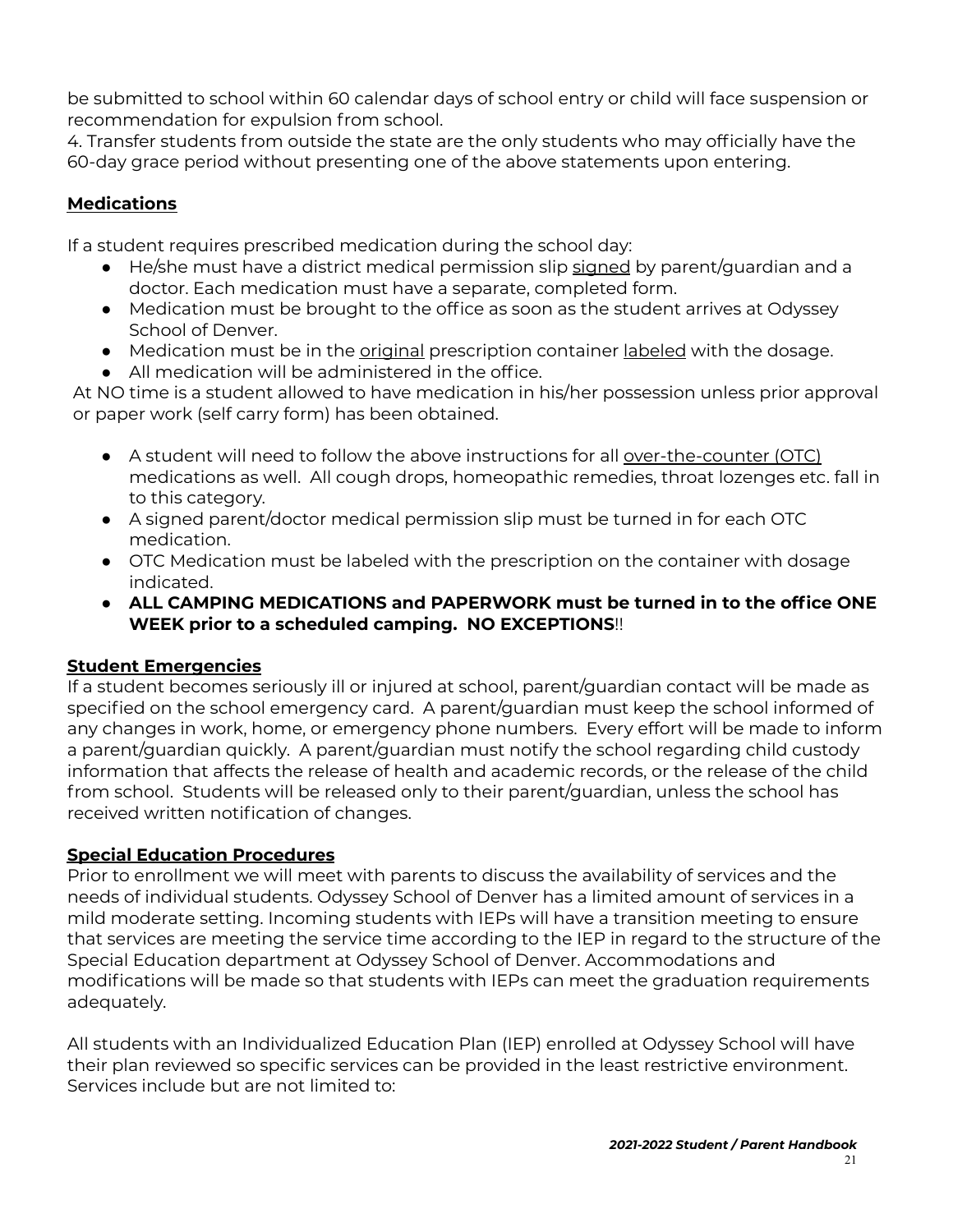be submitted to school within 60 calendar days of school entry or child will face suspension or recommendation for expulsion from school.

4. Transfer students from outside the state are the only students who may officially have the 60-day grace period without presenting one of the above statements upon entering.

## Medications

If a student requires prescribed medication during the school day:

- He/she must have a district medical permission slip signed by parent/guardian and a doctor. Each medication must have a separate, completed form.
- Medication must be brought to the office as soon as the student arrives at Odyssey School of Denver.
- Medication must be in the original prescription container labeled with the dosage.
- All medication will be administered in the office.

At NO time is a student allowed to have medication in his/her possession unless prior approval or paper work (self carry form) has been obtained.

- A student will need to follow the above instructions for all over-the-counter (OTC) medications as well. All cough drops, homeopathic remedies, throat lozenges etc. fall in to this category.
- A signed parent/doctor medical permission slip must be turned in for each OTC medication.
- OTC Medication must be labeled with the prescription on the container with dosage indicated.
- **ALL CAMPING MEDICATIONS and PAPERWORK must be turned in to the office ONE WEEK prior to a scheduled camping. NO EXCEPTIONS**!!

## Student Emergencies

If a student becomes seriously ill or injured at school, parent/guardian contact will be made as specified on the school emergency card. A parent/guardian must keep the school informed of any changes in work, home, or emergency phone numbers. Every effort will be made to inform a parent/guardian quickly. A parent/guardian must notify the school regarding child custody information that affects the release of health and academic records, or the release of the child from school. Students will be released only to their parent/guardian, unless the school has received written notification of changes.

## Special Education Procedures

Prior to enrollment we will meet with parents to discuss the availability of services and the needs of individual students. Odyssey School of Denver has a limited amount of services in a mild moderate setting. Incoming students with IEPs will have a transition meeting to ensure that services are meeting the service time according to the IEP in regard to the structure of the Special Education department at Odyssey School of Denver. Accommodations and modifications will be made so that students with IEPs can meet the graduation requirements adequately.

All students with an Individualized Education Plan (IEP) enrolled at Odyssey School will have their plan reviewed so specific services can be provided in the least restrictive environment. Services include but are not limited to: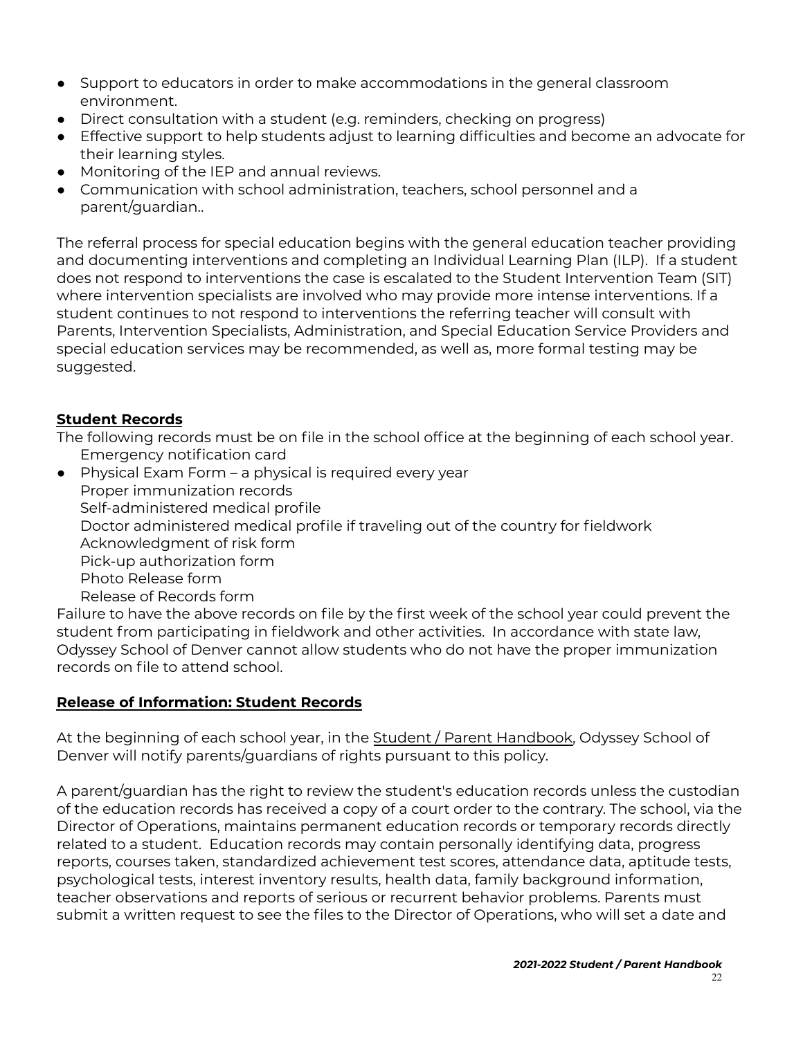- Support to educators in order to make accommodations in the general classroom environment.
- Direct consultation with a student (e.g. reminders, checking on progress)
- Effective support to help students adjust to learning difficulties and become an advocate for their learning styles.
- Monitoring of the IEP and annual reviews.
- Communication with school administration, teachers, school personnel and a parent/guardian..

The referral process for special education begins with the general education teacher providing and documenting interventions and completing an Individual Learning Plan (ILP). If a student does not respond to interventions the case is escalated to the Student Intervention Team (SIT) where intervention specialists are involved who may provide more intense interventions. If a student continues to not respond to interventions the referring teacher will consult with Parents, Intervention Specialists, Administration, and Special Education Service Providers and special education services may be recommended, as well as, more formal testing may be suggested.

**Student Records**

The following records must be on file in the school office at the beginning of each school year.

Emergency notification card
- Physical Exam Form – a physical is required every year

Proper immunization records
Self-administered medical profile
Doctor administered medical profile if traveling out of the country for fieldwork
Acknowledgment of risk form
Pick-up authorization form
Photo Release form
Release of Records form

Failure to have the above records on file by the first week of the school year could prevent the student from participating in fieldwork and other activities. In accordance with state law, Odyssey School of Denver cannot allow students who do not have the proper immunization records on file to attend school.

**Release of Information: Student Records**

At the beginning of each school year, in the Student / Parent Handbook, Odyssey School of Denver will notify parents/guardians of rights pursuant to this policy.

A parent/guardian has the right to review the student's education records unless the custodian of the education records has received a copy of a court order to the contrary. The school, via the Director of Operations, maintains permanent education records or temporary records directly related to a student. Education records may contain personally identifying data, progress reports, courses taken, standardized achievement test scores, attendance data, aptitude tests, psychological tests, interest inventory results, health data, family background information, teacher observations and reports of serious or recurrent behavior problems. Parents must submit a written request to see the files to the Director of Operations, who will set a date and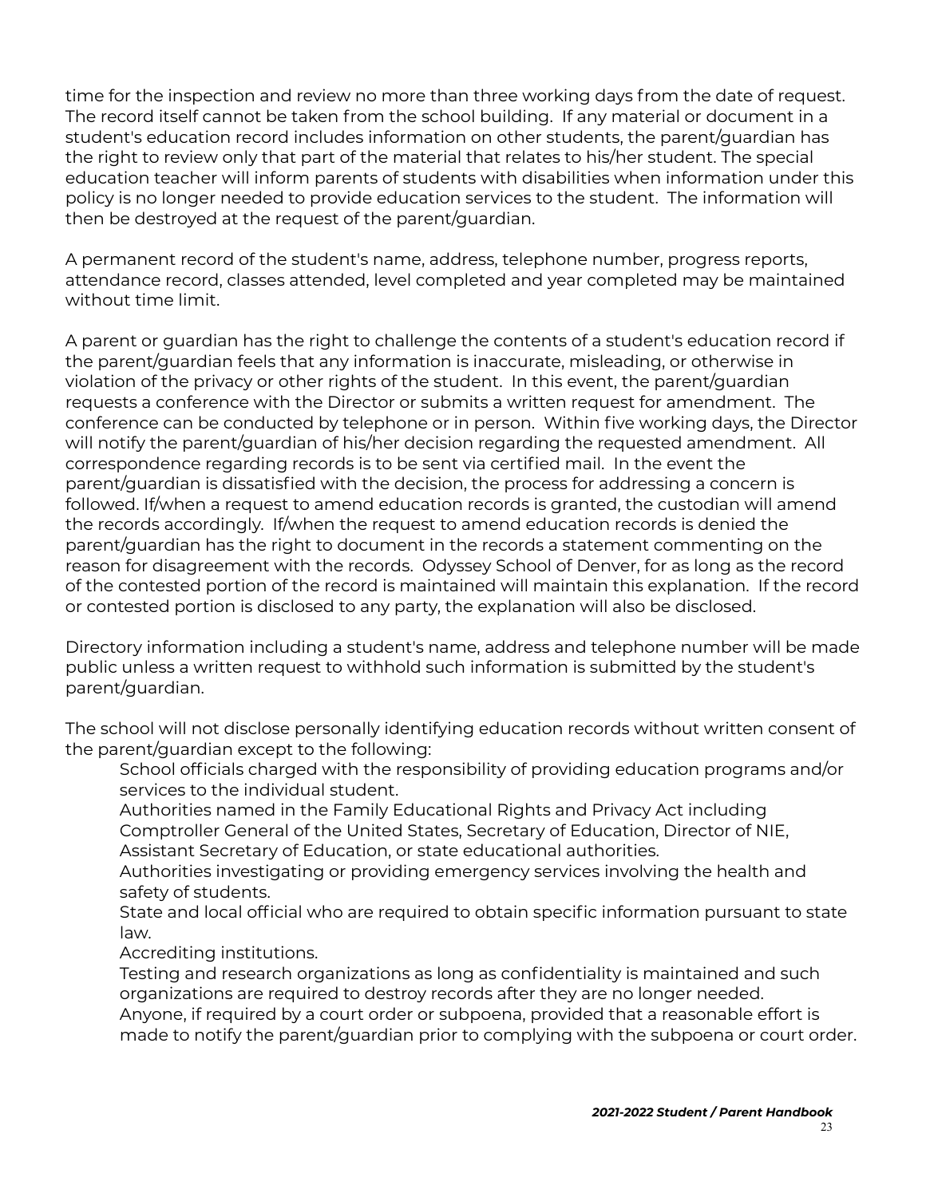time for the inspection and review no more than three working days from the date of request. The record itself cannot be taken from the school building. If any material or document in a student's education record includes information on other students, the parent/guardian has the right to review only that part of the material that relates to his/her student. The special education teacher will inform parents of students with disabilities when information under this policy is no longer needed to provide education services to the student. The information will then be destroyed at the request of the parent/guardian.

A permanent record of the student's name, address, telephone number, progress reports, attendance record, classes attended, level completed and year completed may be maintained without time limit.

A parent or guardian has the right to challenge the contents of a student's education record if the parent/guardian feels that any information is inaccurate, misleading, or otherwise in violation of the privacy or other rights of the student. In this event, the parent/guardian requests a conference with the Director or submits a written request for amendment. The conference can be conducted by telephone or in person. Within five working days, the Director will notify the parent/guardian of his/her decision regarding the requested amendment. All correspondence regarding records is to be sent via certified mail. In the event the parent/guardian is dissatisfied with the decision, the process for addressing a concern is followed. If/when a request to amend education records is granted, the custodian will amend the records accordingly. If/when the request to amend education records is denied the parent/guardian has the right to document in the records a statement commenting on the reason for disagreement with the records. Odyssey School of Denver, for as long as the record of the contested portion of the record is maintained will maintain this explanation. If the record or contested portion is disclosed to any party, the explanation will also be disclosed.

Directory information including a student's name, address and telephone number will be made public unless a written request to withhold such information is submitted by the student's parent/guardian.

The school will not disclose personally identifying education records without written consent of the parent/guardian except to the following:

School officials charged with the responsibility of providing education programs and/or services to the individual student.
Authorities named in the Family Educational Rights and Privacy Act including Comptroller General of the United States, Secretary of Education, Director of NIE, Assistant Secretary of Education, or state educational authorities.
Authorities investigating or providing emergency services involving the health and safety of students.
State and local official who are required to obtain specific information pursuant to state law.
Accrediting institutions.
Testing and research organizations as long as confidentiality is maintained and such organizations are required to destroy records after they are no longer needed.
Anyone, if required by a court order or subpoena, provided that a reasonable effort is made to notify the parent/guardian prior to complying with the subpoena or court order.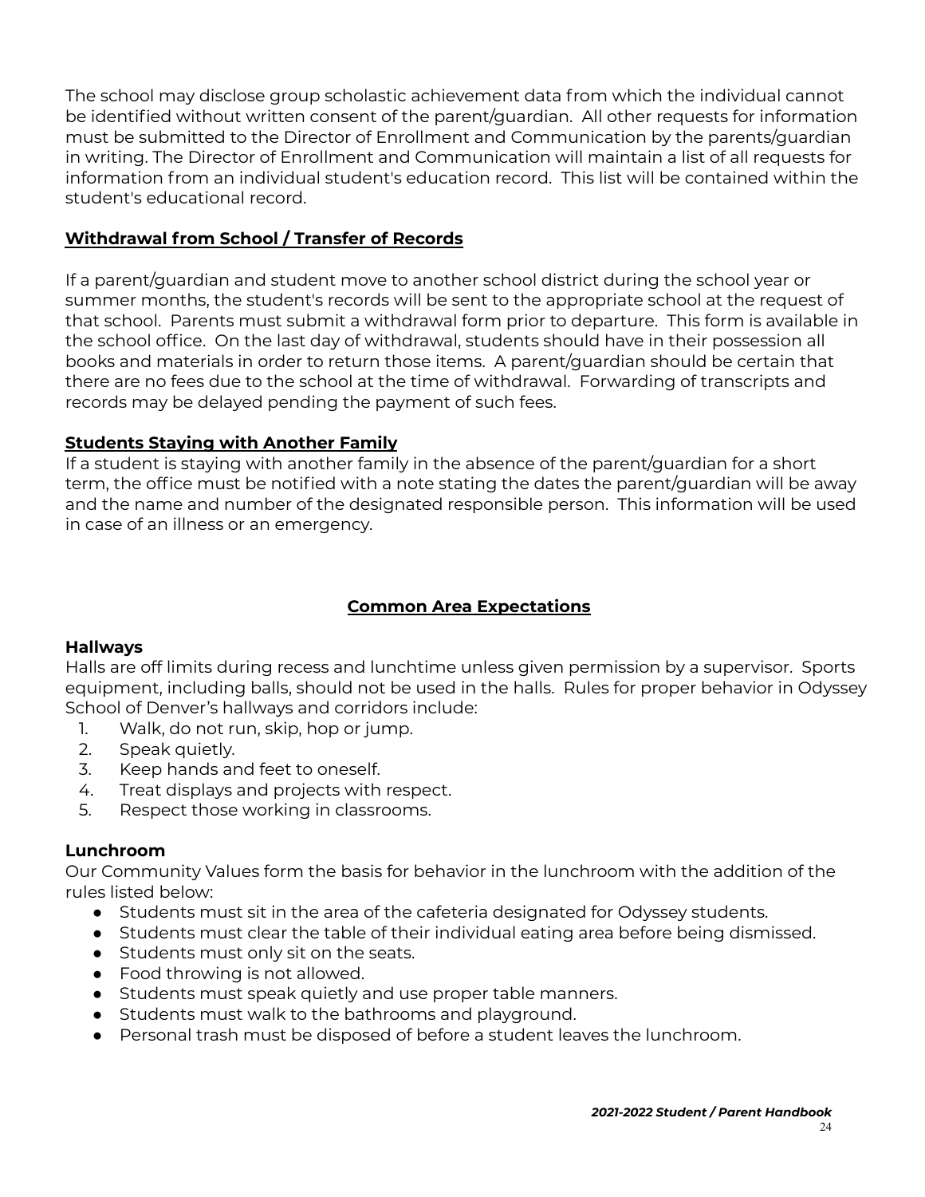The school may disclose group scholastic achievement data from which the individual cannot be identified without written consent of the parent/guardian. All other requests for information must be submitted to the Director of Enrollment and Communication by the parents/guardian in writing. The Director of Enrollment and Communication will maintain a list of all requests for information from an individual student's education record. This list will be contained within the student's educational record.

## **Withdrawal from School / Transfer of Records**

If a parent/guardian and student move to another school district during the school year or summer months, the student's records will be sent to the appropriate school at the request of that school. Parents must submit a withdrawal form prior to departure. This form is available in the school office. On the last day of withdrawal, students should have in their possession all books and materials in order to return those items. A parent/guardian should be certain that there are no fees due to the school at the time of withdrawal. Forwarding of transcripts and records may be delayed pending the payment of such fees.

## **Students Staying with Another Family**

If a student is staying with another family in the absence of the parent/guardian for a short term, the office must be notified with a note stating the dates the parent/guardian will be away and the name and number of the designated responsible person. This information will be used in case of an illness or an emergency.

# **Common Area Expectations**

### **Hallways**

Halls are off limits during recess and lunchtime unless given permission by a supervisor. Sports equipment, including balls, should not be used in the halls. Rules for proper behavior in Odyssey School of Denver's hallways and corridors include:

1. Walk, do not run, skip, hop or jump.
2. Speak quietly.
3. Keep hands and feet to oneself.
4. Treat displays and projects with respect.
5. Respect those working in classrooms.

### **Lunchroom**

Our Community Values form the basis for behavior in the lunchroom with the addition of the rules listed below:

- Students must sit in the area of the cafeteria designated for Odyssey students.
- Students must clear the table of their individual eating area before being dismissed.
- Students must only sit on the seats.
- Food throwing is not allowed.
- Students must speak quietly and use proper table manners.
- Students must walk to the bathrooms and playground.
- Personal trash must be disposed of before a student leaves the lunchroom.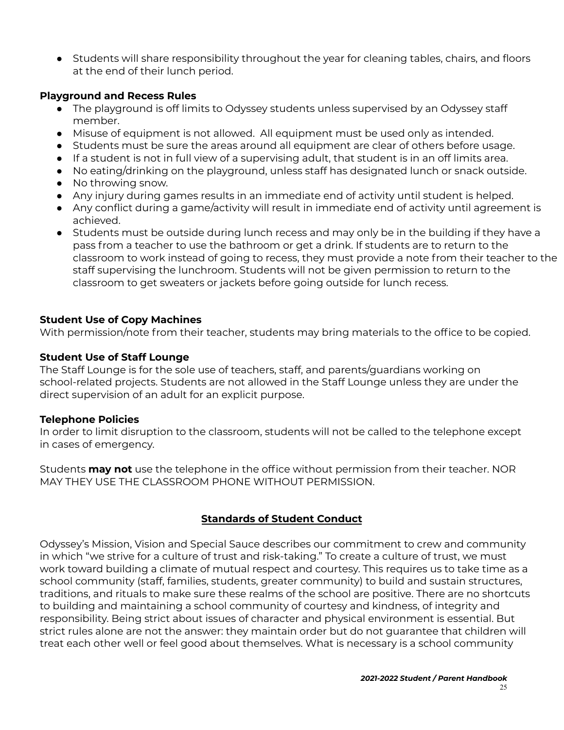- Students will share responsibility throughout the year for cleaning tables, chairs, and floors at the end of their lunch period.

### Playground and Recess Rules

- The playground is off limits to Odyssey students unless supervised by an Odyssey staff member.
- Misuse of equipment is not allowed. All equipment must be used only as intended.
- Students must be sure the areas around all equipment are clear of others before usage.
- If a student is not in full view of a supervising adult, that student is in an off limits area.
- No eating/drinking on the playground, unless staff has designated lunch or snack outside.
- No throwing snow.
- Any injury during games results in an immediate end of activity until student is helped.
- Any conflict during a game/activity will result in immediate end of activity until agreement is achieved.
- Students must be outside during lunch recess and may only be in the building if they have a pass from a teacher to use the bathroom or get a drink. If students are to return to the classroom to work instead of going to recess, they must provide a note from their teacher to the staff supervising the lunchroom. Students will not be given permission to return to the classroom to get sweaters or jackets before going outside for lunch recess.

### Student Use of Copy Machines

With permission/note from their teacher, students may bring materials to the office to be copied.

### Student Use of Staff Lounge

The Staff Lounge is for the sole use of teachers, staff, and parents/guardians working on school-related projects. Students are not allowed in the Staff Lounge unless they are under the direct supervision of an adult for an explicit purpose.

### Telephone Policies

In order to limit disruption to the classroom, students will not be called to the telephone except in cases of emergency.

Students **may not** use the telephone in the office without permission from their teacher. NOR MAY THEY USE THE CLASSROOM PHONE WITHOUT PERMISSION.

## Standards of Student Conduct

Odyssey's Mission, Vision and Special Sauce describes our commitment to crew and community in which "we strive for a culture of trust and risk-taking." To create a culture of trust, we must work toward building a climate of mutual respect and courtesy. This requires us to take time as a school community (staff, families, students, greater community) to build and sustain structures, traditions, and rituals to make sure these realms of the school are positive. There are no shortcuts to building and maintaining a school community of courtesy and kindness, of integrity and responsibility. Being strict about issues of character and physical environment is essential. But strict rules alone are not the answer: they maintain order but do not guarantee that children will treat each other well or feel good about themselves. What is necessary is a school community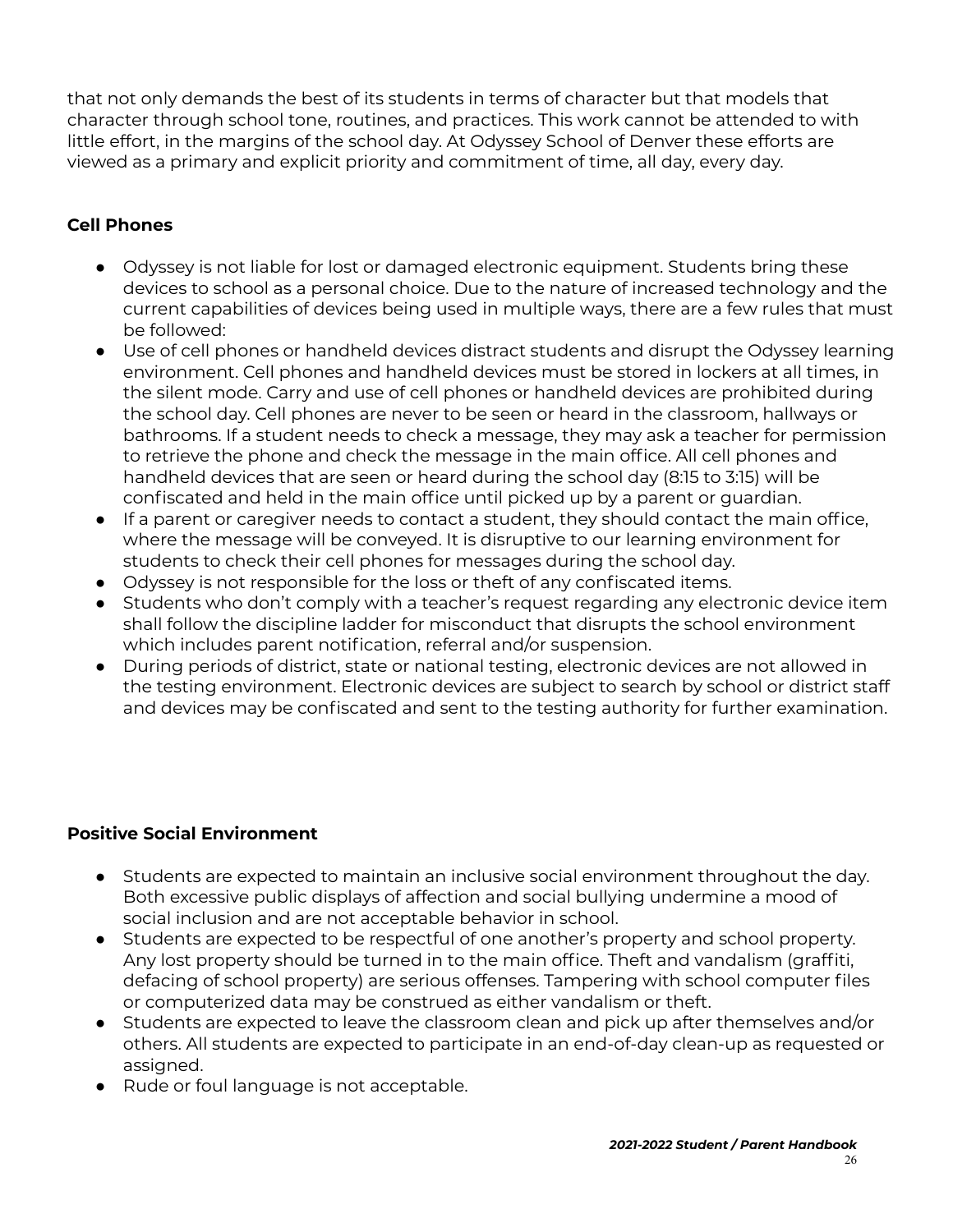that not only demands the best of its students in terms of character but that models that character through school tone, routines, and practices. This work cannot be attended to with little effort, in the margins of the school day. At Odyssey School of Denver these efforts are viewed as a primary and explicit priority and commitment of time, all day, every day.

### Cell Phones

- Odyssey is not liable for lost or damaged electronic equipment. Students bring these devices to school as a personal choice. Due to the nature of increased technology and the current capabilities of devices being used in multiple ways, there are a few rules that must be followed:
- Use of cell phones or handheld devices distract students and disrupt the Odyssey learning environment. Cell phones and handheld devices must be stored in lockers at all times, in the silent mode. Carry and use of cell phones or handheld devices are prohibited during the school day. Cell phones are never to be seen or heard in the classroom, hallways or bathrooms. If a student needs to check a message, they may ask a teacher for permission to retrieve the phone and check the message in the main office. All cell phones and handheld devices that are seen or heard during the school day (8:15 to 3:15) will be confiscated and held in the main office until picked up by a parent or guardian.
- If a parent or caregiver needs to contact a student, they should contact the main office, where the message will be conveyed. It is disruptive to our learning environment for students to check their cell phones for messages during the school day.
- Odyssey is not responsible for the loss or theft of any confiscated items.
- Students who don't comply with a teacher's request regarding any electronic device item shall follow the discipline ladder for misconduct that disrupts the school environment which includes parent notification, referral and/or suspension.
- During periods of district, state or national testing, electronic devices are not allowed in the testing environment. Electronic devices are subject to search by school or district staff and devices may be confiscated and sent to the testing authority for further examination.

### Positive Social Environment

- Students are expected to maintain an inclusive social environment throughout the day. Both excessive public displays of affection and social bullying undermine a mood of social inclusion and are not acceptable behavior in school.
- Students are expected to be respectful of one another's property and school property. Any lost property should be turned in to the main office. Theft and vandalism (graffiti, defacing of school property) are serious offenses. Tampering with school computer files or computerized data may be construed as either vandalism or theft.
- Students are expected to leave the classroom clean and pick up after themselves and/or others. All students are expected to participate in an end-of-day clean-up as requested or assigned.
- Rude or foul language is not acceptable.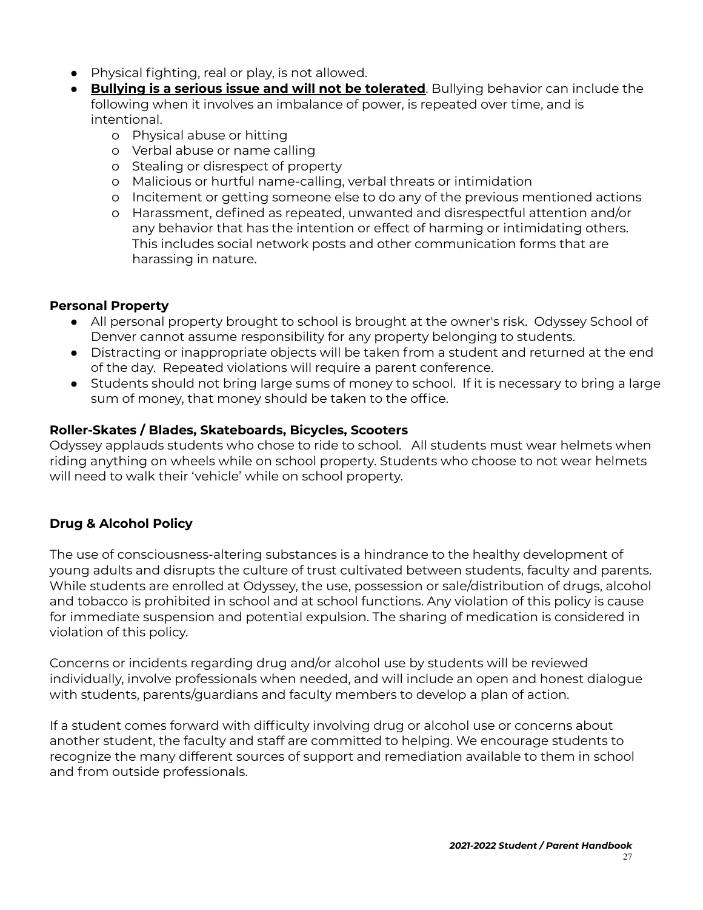- Physical fighting, real or play, is not allowed.
- **<u>Bullying is a serious issue and will not be tolerated</u>**. Bullying behavior can include the following when it involves an imbalance of power, is repeated over time, and is intentional.
    - Physical abuse or hitting
    - Verbal abuse or name calling
    - Stealing or disrespect of property
    - Malicious or hurtful name-calling, verbal threats or intimidation
    - Incitement or getting someone else to do any of the previous mentioned actions
    - Harassment, defined as repeated, unwanted and disrespectful attention and/or any behavior that has the intention or effect of harming or intimidating others. This includes social network posts and other communication forms that are harassing in nature.

**Personal Property**

- All personal property brought to school is brought at the owner's risk. Odyssey School of Denver cannot assume responsibility for any property belonging to students.
- Distracting or inappropriate objects will be taken from a student and returned at the end of the day. Repeated violations will require a parent conference.
- Students should not bring large sums of money to school. If it is necessary to bring a large sum of money, that money should be taken to the office.

**Roller-Skates / Blades, Skateboards, Bicycles, Scooters**

Odyssey applauds students who chose to ride to school. All students must wear helmets when riding anything on wheels while on school property. Students who choose to not wear helmets will need to walk their 'vehicle' while on school property.

**Drug & Alcohol Policy**

The use of consciousness-altering substances is a hindrance to the healthy development of young adults and disrupts the culture of trust cultivated between students, faculty and parents. While students are enrolled at Odyssey, the use, possession or sale/distribution of drugs, alcohol and tobacco is prohibited in school and at school functions. Any violation of this policy is cause for immediate suspension and potential expulsion. The sharing of medication is considered in violation of this policy.

Concerns or incidents regarding drug and/or alcohol use by students will be reviewed individually, involve professionals when needed, and will include an open and honest dialogue with students, parents/guardians and faculty members to develop a plan of action.

If a student comes forward with difficulty involving drug or alcohol use or concerns about another student, the faculty and staff are committed to helping. We encourage students to recognize the many different sources of support and remediation available to them in school and from outside professionals.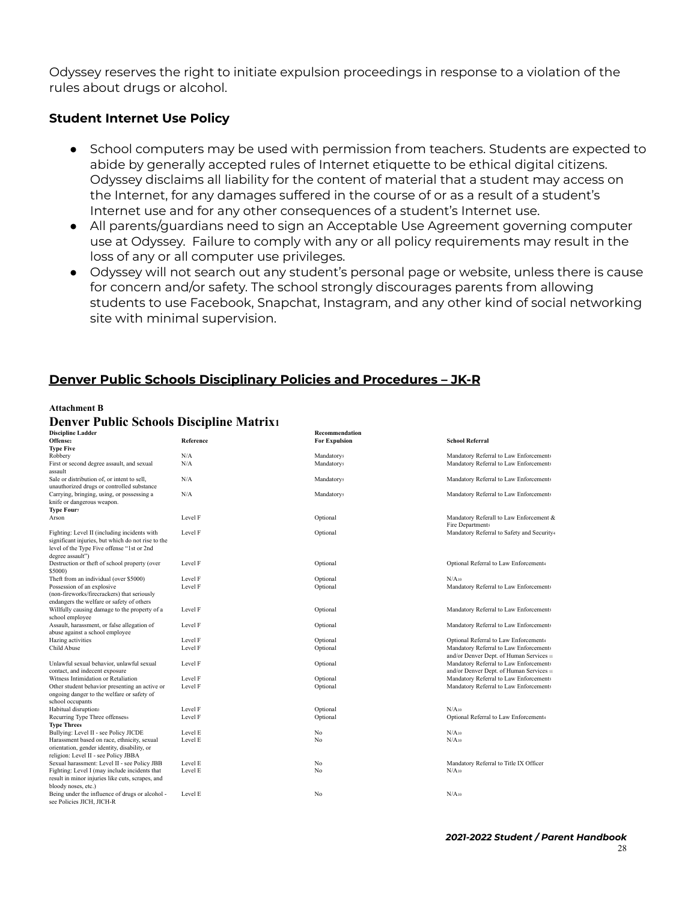Odyssey reserves the right to initiate expulsion proceedings in response to a violation of the rules about drugs or alcohol.

### Student Internet Use Policy

- School computers may be used with permission from teachers. Students are expected to abide by generally accepted rules of Internet etiquette to be ethical digital citizens. Odyssey disclaims all liability for the content of material that a student may access on the Internet, for any damages suffered in the course of or as a result of a student's Internet use and for any other consequences of a student's Internet use.
- All parents/guardians need to sign an Acceptable Use Agreement governing computer use at Odyssey. Failure to comply with any or all policy requirements may result in the loss of any or all computer use privileges.
- Odyssey will not search out any student's personal page or website, unless there is cause for concern and/or safety. The school strongly discourages parents from allowing students to use Facebook, Snapchat, Instagram, and any other kind of social networking site with minimal supervision.

## Denver Public Schools Disciplinary Policies and Procedures – JK-R

**Attachment B**

### Denver Public Schools Discipline Matrix[1]

| Discipline Ladder<br>Offense[2] | Reference | Recommendation<br>For Expulsion | School Referral |
|---|---|---|---|
| **Type Five** | | | |
| Robbery | N/A | Mandatory[5] | Mandatory Referral to Law Enforcement[5] |
| First or second degree assault, and sexual assault | N/A | Mandatory[5] | Mandatory Referral to Law Enforcement[5] |
| Sale or distribution of, or intent to sell, unauthorized drugs or controlled substance | N/A | Mandatory[5] | Mandatory Referral to Law Enforcement[5] |
| Carrying, bringing, using, or possessing a knife or dangerous weapon. | N/A | Mandatory[5] | Mandatory Referral to Law Enforcement[5] |
| **Type Four**[7] | | | |
| Arson | Level F | Optional | Mandatory Referall to Law Enforcement & Fire Department[5] |
| Fighting: Level II (including incidents with significant injuries, but which do not rise to the level of the Type Five offense "1st or 2nd degree assault") | Level F | Optional | Mandatory Referral to Safety and Security[4] |
| Destruction or theft of school property (over $5000) | Level F | Optional | Optional Referral to Law Enforcement[4] |
| Theft from an individual (over $5000) | Level F | Optional | N/A[10] |
| Possession of an explosive (non-fireworks/firecrackers) that seriously endangers the welfare or safety of others | Level F | Optional | Mandatory Referral to Law Enforcement[5] |
| Willfully causing damage to the property of a school employee | Level F | Optional | Mandatory Referral to Law Enforcement[5] |
| Assault, harassment, or false allegation of abuse against a school employee | Level F | Optional | Mandatory Referral to Law Enforcement[5] |
| Hazing activities | Level F | Optional | Optional Referral to Law Enforcement[4] |
| Child Abuse | Level F | Optional | Mandatory Referral to Law Enforcement[5] and/or Denver Dept. of Human Services [11] |
| Unlawful sexual behavior, unlawful sexual contact, and indecent exposure | Level F | Optional | Mandatory Referral to Law Enforcement[5] and/or Denver Dept. of Human Services [11] |
| Witness Intimidation or Retaliation | Level F | Optional | Mandatory Referral to Law Enforcement[5] |
| Other student behavior presenting an active or ongoing danger to the welfare or safety of school occupants | Level F | Optional | Mandatory Referral to Law Enforcement[5] |
| Habitual disruption[3] | Level F | Optional | N/A[10] |
| Recurring Type Three offenses[6] | Level F | Optional | Optional Referral to Law Enforcement[4] |
| **Type Three**[8] | | | |
| Bullying: Level II - see Policy JICDE | Level E | No | N/A[10] |
| Harassment based on race, ethnicity, sexual orientation, gender identity, disability, or religion: Level II - see Policy JBBA | Level E | No | N/A[10] |
| Sexual harassment: Level II - see Policy JBB | Level E | No | Mandatory Referral to Title IX Officer |
| Fighting: Level I (may include incidents that result in minor injuries like cuts, scrapes, and bloody noses, etc.) | Level E | No | N/A[10] |
| Being under the influence of drugs or alcohol - see Policies JICH, JICH-R | Level E | No | N/A[10] |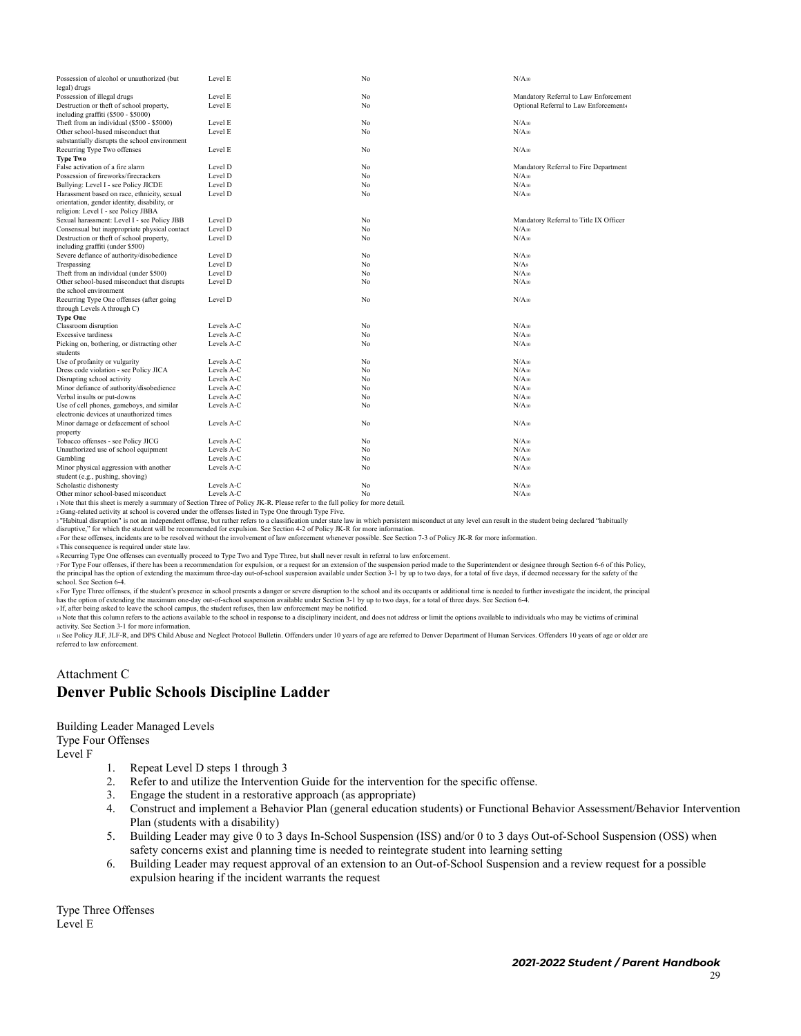| | | | |
|---|---|---|---|
| Possession of alcohol or unauthorized (but legal) drugs | Level E | No | N/A[10] |
| Possession of illegal drugs | Level E | No | Mandatory Referral to Law Enforcement |
| Destruction or theft of school property, including graffiti ($500 - $5000) | Level E | No | Optional Referral to Law Enforcement[4] |
| Theft from an individual ($500 - $5000) | Level E | No | N/A[10] |
| Other school-based misconduct that substantially disrupts the school environment | Level E | No | N/A[10] |
| Recurring Type Two offenses | Level E | No | N/A[10] |
| **Type Two** | | | |
| False activation of a fire alarm | Level D | No | Mandatory Referral to Fire Department |
| Possession of fireworks/firecrackers | Level D | No | N/A[10] |
| Bullying: Level I - see Policy JICDE | Level D | No | N/A[10] |
| Harassment based on race, ethnicity, sexual orientation, gender identity, disability, or religion: Level I - see Policy JBBA | Level D | No | N/A[10] |
| Sexual harassment: Level I - see Policy JBB | Level D | No | Mandatory Referral to Title IX Officer |
| Consensual but inappropriate physical contact | Level D | No | N/A[10] |
| Destruction or theft of school property, including graffiti (under $500) | Level D | No | N/A[10] |
| Severe defiance of authority/disobedience | Level D | No | N/A[10] |
| Trespassing | Level D | No | N/A[9] |
| Theft from an individual (under $500) | Level D | No | N/A[10] |
| Other school-based misconduct that disrupts the school environment | Level D | No | N/A[10] |
| Recurring Type One offenses (after going through Levels A through C) | Level D | No | N/A[10] |
| **Type One** | | | |
| Classroom disruption | Levels A-C | No | N/A[10] |
| Excessive tardiness | Levels A-C | No | N/A[10] |
| Picking on, bothering, or distracting other students | Levels A-C | No | N/A[10] |
| Use of profanity or vulgarity | Levels A-C | No | N/A[10] |
| Dress code violation - see Policy JICA | Levels A-C | No | N/A[10] |
| Disrupting school activity | Levels A-C | No | N/A[10] |
| Minor defiance of authority/disobedience | Levels A-C | No | N/A[10] |
| Verbal insults or put-downs | Levels A-C | No | N/A[10] |
| Use of cell phones, gameboys, and similar electronic devices at unauthorized times | Levels A-C | No | N/A[10] |
| Minor damage or defacement of school property | Levels A-C | No | N/A[10] |
| Tobacco offenses - see Policy JICG | Levels A-C | No | N/A[10] |
| Unauthorized use of school equipment | Levels A-C | No | N/A[10] |
| Gambling | Levels A-C | No | N/A[10] |
| Minor physical aggression with another student (e.g., pushing, shoving) | Levels A-C | No | N/A[10] |
| Scholastic dishonesty | Levels A-C | No | N/A[10] |
| Other minor school-based misconduct | Levels A-C | No | N/A[10] |

[1] Note that this sheet is merely a summary of Section Three of Policy JK-R. Please refer to the full policy for more detail.
[2] Gang-related activity at school is covered under the offenses listed in Type One through Type Five.
[3] "Habitual disruption" is not an independent offense, but rather refers to a classification under state law in which persistent misconduct at any level can result in the student being declared "habitually disruptive," for which the student will be recommended for expulsion. See Section 4-2 of Policy JK-R for more information.
[4] For these offenses, incidents are to be resolved without the involvement of law enforcement whenever possible. See Section 7-3 of Policy JK-R for more information.
[5] This consequence is required under state law.
[6] Recurring Type One offenses can eventually proceed to Type Two and Type Three, but shall never result in referral to law enforcement.
[7] For Type Four offenses, if there has been a recommendation for expulsion, or a request for an extension of the suspension period made to the Superintendent or designee through Section 6-6 of this Policy, the principal has the option of extending the maximum three-day out-of-school suspension available under Section 3-1 by up to two days, for a total of five days, if deemed necessary for the safety of the school. See Section 6-4.
[8] For Type Three offenses, if the student's presence in school presents a danger or severe disruption to the school and its occupants or additional time is needed to further investigate the incident, the principal has the option of extending the maximum one-day out-of-school suspension available under Section 3-1 by up to two days, for a total of three days. See Section 6-4.
[9] If, after being asked to leave the school campus, the student refuses, then law enforcement may be notified.
[10] Note that this column refers to the actions available to the school in response to a disciplinary incident, and does not address or limit the options available to individuals who may be victims of criminal activity. See Section 3-1 for more information.
[11] See Policy JLF, JLF-R, and DPS Child Abuse and Neglect Protocol Bulletin. Offenders under 10 years of age are referred to Denver Department of Human Services. Offenders 10 years of age or older are referred to law enforcement.

Attachment C
# Denver Public Schools Discipline Ladder

Building Leader Managed Levels
Type Four Offenses
Level F

1. Repeat Level D steps 1 through 3
2. Refer to and utilize the Intervention Guide for the intervention for the specific offense.
3. Engage the student in a restorative approach (as appropriate)
4. Construct and implement a Behavior Plan (general education students) or Functional Behavior Assessment/Behavior Intervention Plan (students with a disability)
5. Building Leader may give 0 to 3 days In-School Suspension (ISS) and/or 0 to 3 days Out-of-School Suspension (OSS) when safety concerns exist and planning time is needed to reintegrate student into learning setting
6. Building Leader may request approval of an extension to an Out-of-School Suspension and a review request for a possible expulsion hearing if the incident warrants the request

Type Three Offenses
Level E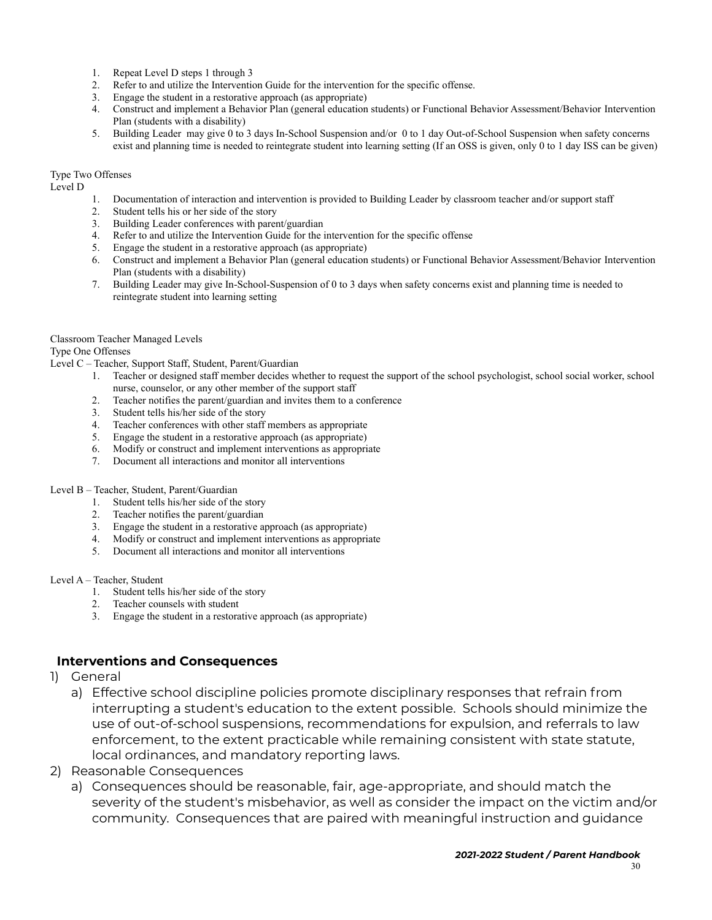1. Repeat Level D steps 1 through 3
2. Refer to and utilize the Intervention Guide for the intervention for the specific offense.
3. Engage the student in a restorative approach (as appropriate)
4. Construct and implement a Behavior Plan (general education students) or Functional Behavior Assessment/Behavior Intervention Plan (students with a disability)
5. Building Leader may give 0 to 3 days In-School Suspension and/or 0 to 1 day Out-of-School Suspension when safety concerns exist and planning time is needed to reintegrate student into learning setting (If an OSS is given, only 0 to 1 day ISS can be given)

Type Two Offenses

Level D

1. Documentation of interaction and intervention is provided to Building Leader by classroom teacher and/or support staff
2. Student tells his or her side of the story
3. Building Leader conferences with parent/guardian
4. Refer to and utilize the Intervention Guide for the intervention for the specific offense
5. Engage the student in a restorative approach (as appropriate)
6. Construct and implement a Behavior Plan (general education students) or Functional Behavior Assessment/Behavior Intervention Plan (students with a disability)
7. Building Leader may give In-School-Suspension of 0 to 3 days when safety concerns exist and planning time is needed to reintegrate student into learning setting

Classroom Teacher Managed Levels

Type One Offenses

Level C – Teacher, Support Staff, Student, Parent/Guardian

1. Teacher or designed staff member decides whether to request the support of the school psychologist, school social worker, school nurse, counselor, or any other member of the support staff
2. Teacher notifies the parent/guardian and invites them to a conference
3. Student tells his/her side of the story
4. Teacher conferences with other staff members as appropriate
5. Engage the student in a restorative approach (as appropriate)
6. Modify or construct and implement interventions as appropriate
7. Document all interactions and monitor all interventions

Level B – Teacher, Student, Parent/Guardian

1. Student tells his/her side of the story
2. Teacher notifies the parent/guardian
3. Engage the student in a restorative approach (as appropriate)
4. Modify or construct and implement interventions as appropriate
5. Document all interactions and monitor all interventions

Level A – Teacher, Student

1. Student tells his/her side of the story
2. Teacher counsels with student
3. Engage the student in a restorative approach (as appropriate)

## Interventions and Consequences

1) General
   a) Effective school discipline policies promote disciplinary responses that refrain from interrupting a student's education to the extent possible. Schools should minimize the use of out-of-school suspensions, recommendations for expulsion, and referrals to law enforcement, to the extent practicable while remaining consistent with state statute, local ordinances, and mandatory reporting laws.
2) Reasonable Consequences
   a) Consequences should be reasonable, fair, age-appropriate, and should match the severity of the student's misbehavior, as well as consider the impact on the victim and/or community. Consequences that are paired with meaningful instruction and guidance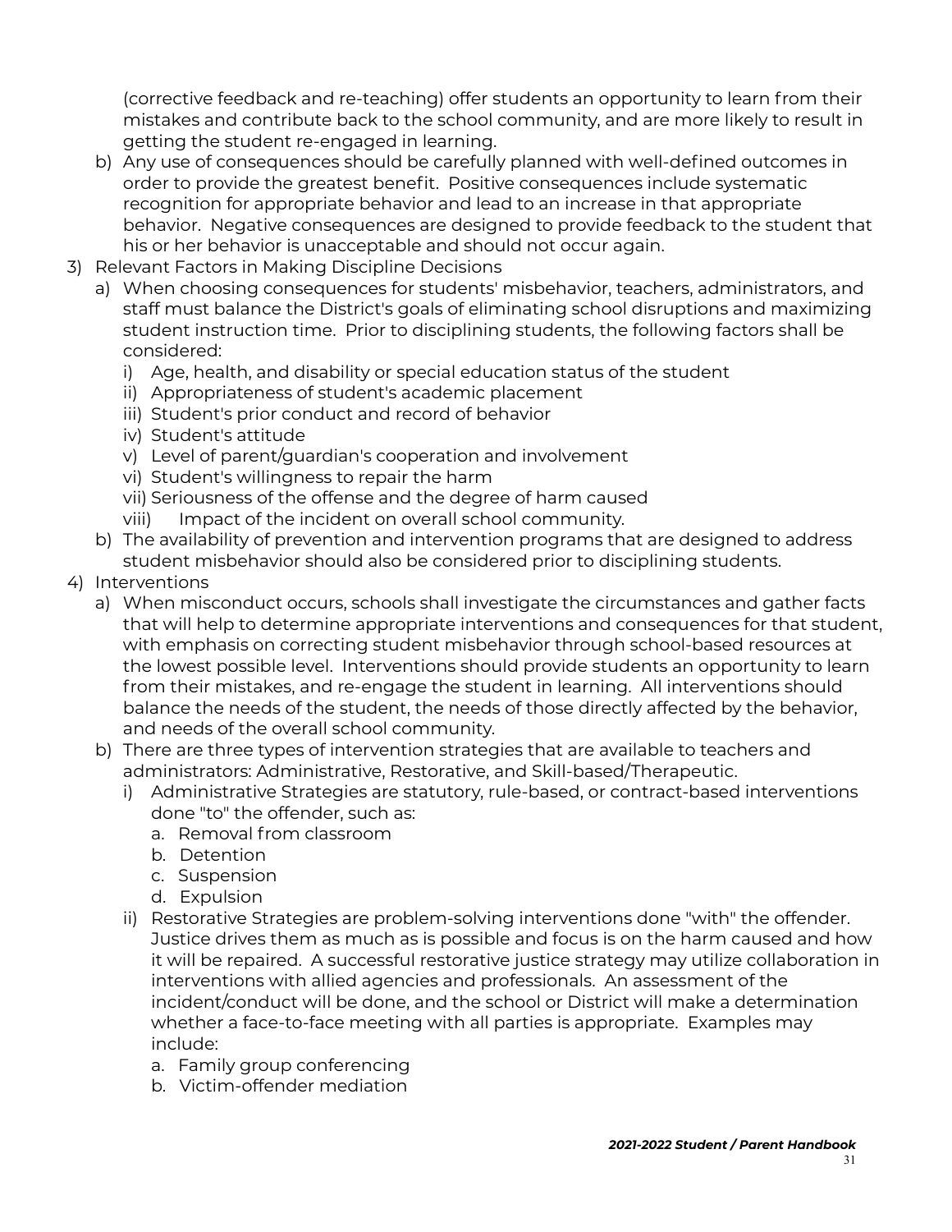(corrective feedback and re-teaching) offer students an opportunity to learn from their mistakes and contribute back to the school community, and are more likely to result in getting the student re-engaged in learning.

b) Any use of consequences should be carefully planned with well-defined outcomes in order to provide the greatest benefit. Positive consequences include systematic recognition for appropriate behavior and lead to an increase in that appropriate behavior. Negative consequences are designed to provide feedback to the student that his or her behavior is unacceptable and should not occur again.

3) Relevant Factors in Making Discipline Decisions
   a) When choosing consequences for students' misbehavior, teachers, administrators, and staff must balance the District's goals of eliminating school disruptions and maximizing student instruction time. Prior to disciplining students, the following factors shall be considered:
      i) Age, health, and disability or special education status of the student
      ii) Appropriateness of student's academic placement
      iii) Student's prior conduct and record of behavior
      iv) Student's attitude
      v) Level of parent/guardian's cooperation and involvement
      vi) Student's willingness to repair the harm
      vii) Seriousness of the offense and the degree of harm caused
      viii) Impact of the incident on overall school community.
   b) The availability of prevention and intervention programs that are designed to address student misbehavior should also be considered prior to disciplining students.

4) Interventions
   a) When misconduct occurs, schools shall investigate the circumstances and gather facts that will help to determine appropriate interventions and consequences for that student, with emphasis on correcting student misbehavior through school-based resources at the lowest possible level. Interventions should provide students an opportunity to learn from their mistakes, and re-engage the student in learning. All interventions should balance the needs of the student, the needs of those directly affected by the behavior, and needs of the overall school community.
   b) There are three types of intervention strategies that are available to teachers and administrators: Administrative, Restorative, and Skill-based/Therapeutic.
      i) Administrative Strategies are statutory, rule-based, or contract-based interventions done "to" the offender, such as:
         a. Removal from classroom
         b. Detention
         c. Suspension
         d. Expulsion
      ii) Restorative Strategies are problem-solving interventions done "with" the offender. Justice drives them as much as is possible and focus is on the harm caused and how it will be repaired. A successful restorative justice strategy may utilize collaboration in interventions with allied agencies and professionals. An assessment of the incident/conduct will be done, and the school or District will make a determination whether a face-to-face meeting with all parties is appropriate. Examples may include:
         a. Family group conferencing
         b. Victim-offender mediation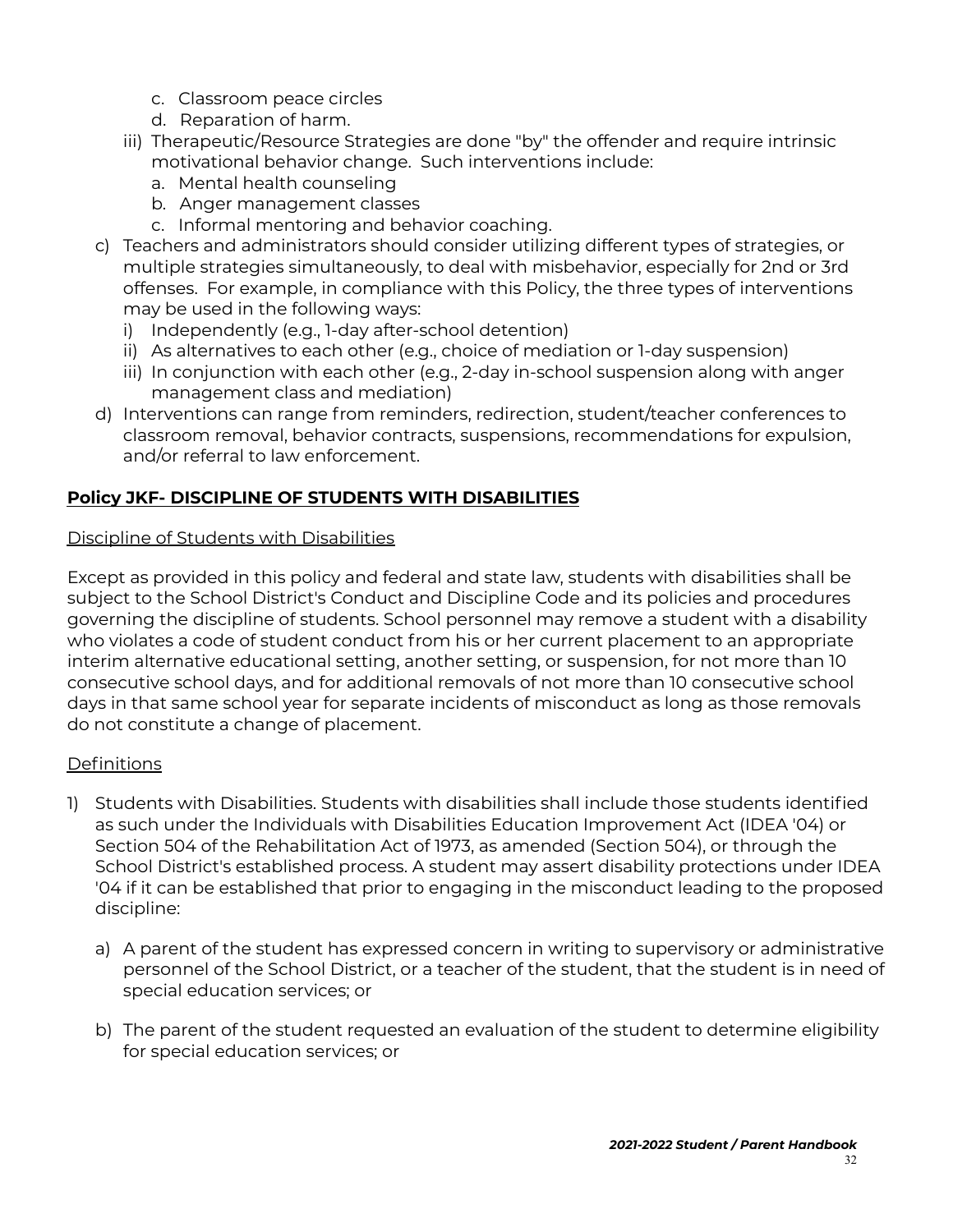c. Classroom peace circles
    d. Reparation of harm.
  iii) Therapeutic/Resource Strategies are done "by" the offender and require intrinsic motivational behavior change. Such interventions include:
    a. Mental health counseling
    b. Anger management classes
    c. Informal mentoring and behavior coaching.

c) Teachers and administrators should consider utilizing different types of strategies, or multiple strategies simultaneously, to deal with misbehavior, especially for 2nd or 3rd offenses. For example, in compliance with this Policy, the three types of interventions may be used in the following ways:
  i) Independently (e.g., 1-day after-school detention)
  ii) As alternatives to each other (e.g., choice of mediation or 1-day suspension)
  iii) In conjunction with each other (e.g., 2-day in-school suspension along with anger management class and mediation)

d) Interventions can range from reminders, redirection, student/teacher conferences to classroom removal, behavior contracts, suspensions, recommendations for expulsion, and/or referral to law enforcement.

## Policy JKF- DISCIPLINE OF STUDENTS WITH DISABILITIES

Discipline of Students with Disabilities

Except as provided in this policy and federal and state law, students with disabilities shall be subject to the School District's Conduct and Discipline Code and its policies and procedures governing the discipline of students. School personnel may remove a student with a disability who violates a code of student conduct from his or her current placement to an appropriate interim alternative educational setting, another setting, or suspension, for not more than 10 consecutive school days, and for additional removals of not more than 10 consecutive school days in that same school year for separate incidents of misconduct as long as those removals do not constitute a change of placement.

Definitions

1) Students with Disabilities. Students with disabilities shall include those students identified as such under the Individuals with Disabilities Education Improvement Act (IDEA '04) or Section 504 of the Rehabilitation Act of 1973, as amended (Section 504), or through the School District's established process. A student may assert disability protections under IDEA '04 if it can be established that prior to engaging in the misconduct leading to the proposed discipline:

   a) A parent of the student has expressed concern in writing to supervisory or administrative personnel of the School District, or a teacher of the student, that the student is in need of special education services; or

   b) The parent of the student requested an evaluation of the student to determine eligibility for special education services; or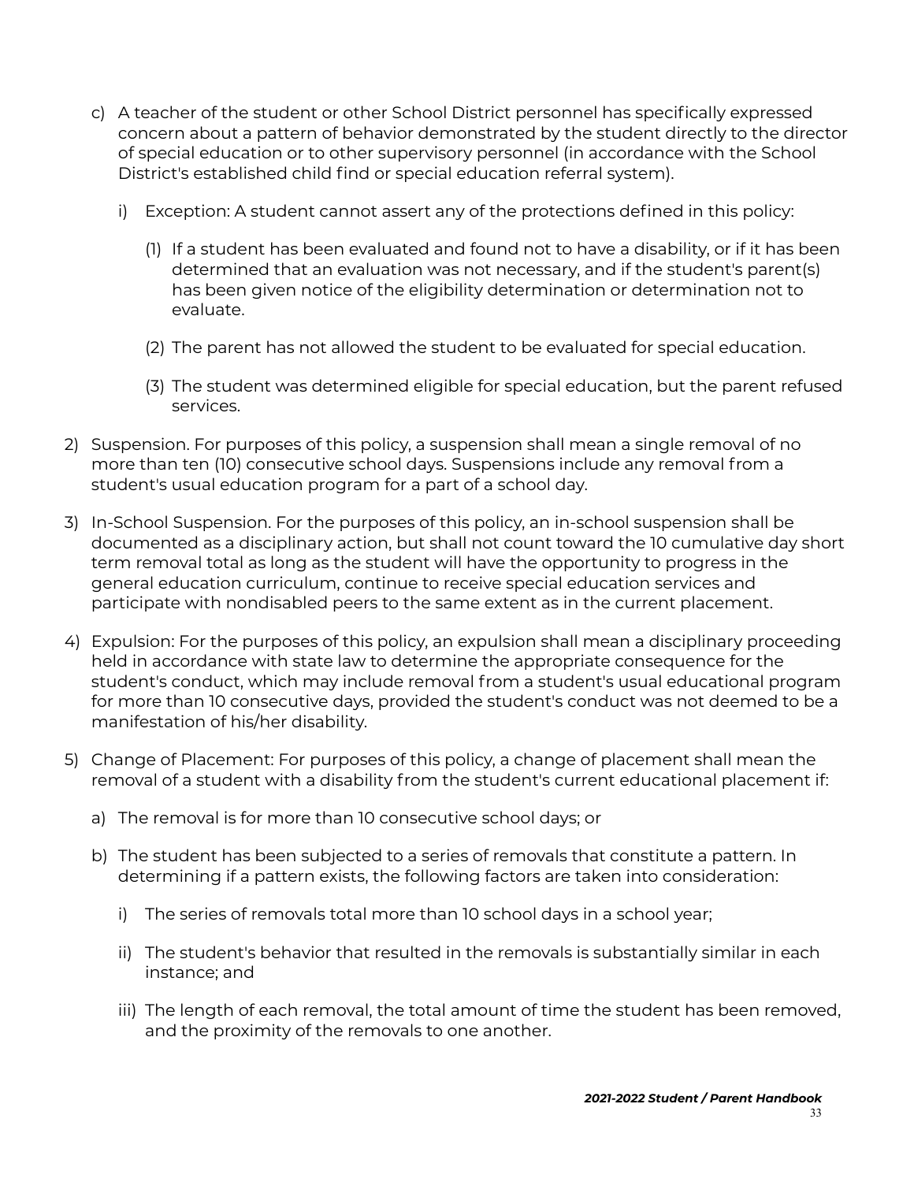c) A teacher of the student or other School District personnel has specifically expressed concern about a pattern of behavior demonstrated by the student directly to the director of special education or to other supervisory personnel (in accordance with the School District's established child find or special education referral system).

    i) Exception: A student cannot assert any of the protections defined in this policy:

        (1) If a student has been evaluated and found not to have a disability, or if it has been determined that an evaluation was not necessary, and if the student's parent(s) has been given notice of the eligibility determination or determination not to evaluate.

        (2) The parent has not allowed the student to be evaluated for special education.

        (3) The student was determined eligible for special education, but the parent refused services.

2) Suspension. For purposes of this policy, a suspension shall mean a single removal of no more than ten (10) consecutive school days. Suspensions include any removal from a student's usual education program for a part of a school day.

3) In-School Suspension. For the purposes of this policy, an in-school suspension shall be documented as a disciplinary action, but shall not count toward the 10 cumulative day short term removal total as long as the student will have the opportunity to progress in the general education curriculum, continue to receive special education services and participate with nondisabled peers to the same extent as in the current placement.

4) Expulsion: For the purposes of this policy, an expulsion shall mean a disciplinary proceeding held in accordance with state law to determine the appropriate consequence for the student's conduct, which may include removal from a student's usual educational program for more than 10 consecutive days, provided the student's conduct was not deemed to be a manifestation of his/her disability.

5) Change of Placement: For purposes of this policy, a change of placement shall mean the removal of a student with a disability from the student's current educational placement if:

    a) The removal is for more than 10 consecutive school days; or

    b) The student has been subjected to a series of removals that constitute a pattern. In determining if a pattern exists, the following factors are taken into consideration:

        i) The series of removals total more than 10 school days in a school year;

        ii) The student's behavior that resulted in the removals is substantially similar in each instance; and

        iii) The length of each removal, the total amount of time the student has been removed, and the proximity of the removals to one another.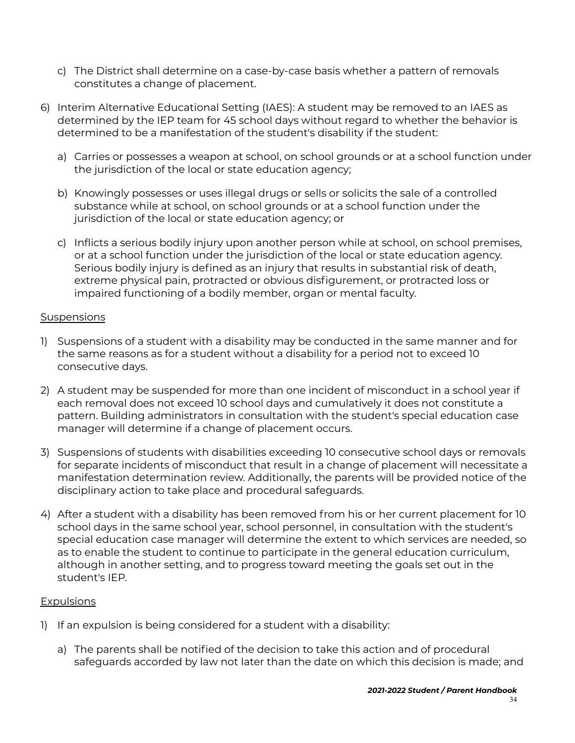c) The District shall determine on a case-by-case basis whether a pattern of removals constitutes a change of placement.

6) Interim Alternative Educational Setting (IAES): A student may be removed to an IAES as determined by the IEP team for 45 school days without regard to whether the behavior is determined to be a manifestation of the student's disability if the student:

   a) Carries or possesses a weapon at school, on school grounds or at a school function under the jurisdiction of the local or state education agency;

   b) Knowingly possesses or uses illegal drugs or sells or solicits the sale of a controlled substance while at school, on school grounds or at a school function under the jurisdiction of the local or state education agency; or

   c) Inflicts a serious bodily injury upon another person while at school, on school premises, or at a school function under the jurisdiction of the local or state education agency. Serious bodily injury is defined as an injury that results in substantial risk of death, extreme physical pain, protracted or obvious disfigurement, or protracted loss or impaired functioning of a bodily member, organ or mental faculty.

<u>Suspensions</u>

1) Suspensions of a student with a disability may be conducted in the same manner and for the same reasons as for a student without a disability for a period not to exceed 10 consecutive days.

2) A student may be suspended for more than one incident of misconduct in a school year if each removal does not exceed 10 school days and cumulatively it does not constitute a pattern. Building administrators in consultation with the student's special education case manager will determine if a change of placement occurs.

3) Suspensions of students with disabilities exceeding 10 consecutive school days or removals for separate incidents of misconduct that result in a change of placement will necessitate a manifestation determination review. Additionally, the parents will be provided notice of the disciplinary action to take place and procedural safeguards.

4) After a student with a disability has been removed from his or her current placement for 10 school days in the same school year, school personnel, in consultation with the student's special education case manager will determine the extent to which services are needed, so as to enable the student to continue to participate in the general education curriculum, although in another setting, and to progress toward meeting the goals set out in the student's IEP.

<u>Expulsions</u>

1) If an expulsion is being considered for a student with a disability:

   a) The parents shall be notified of the decision to take this action and of procedural safeguards accorded by law not later than the date on which this decision is made; and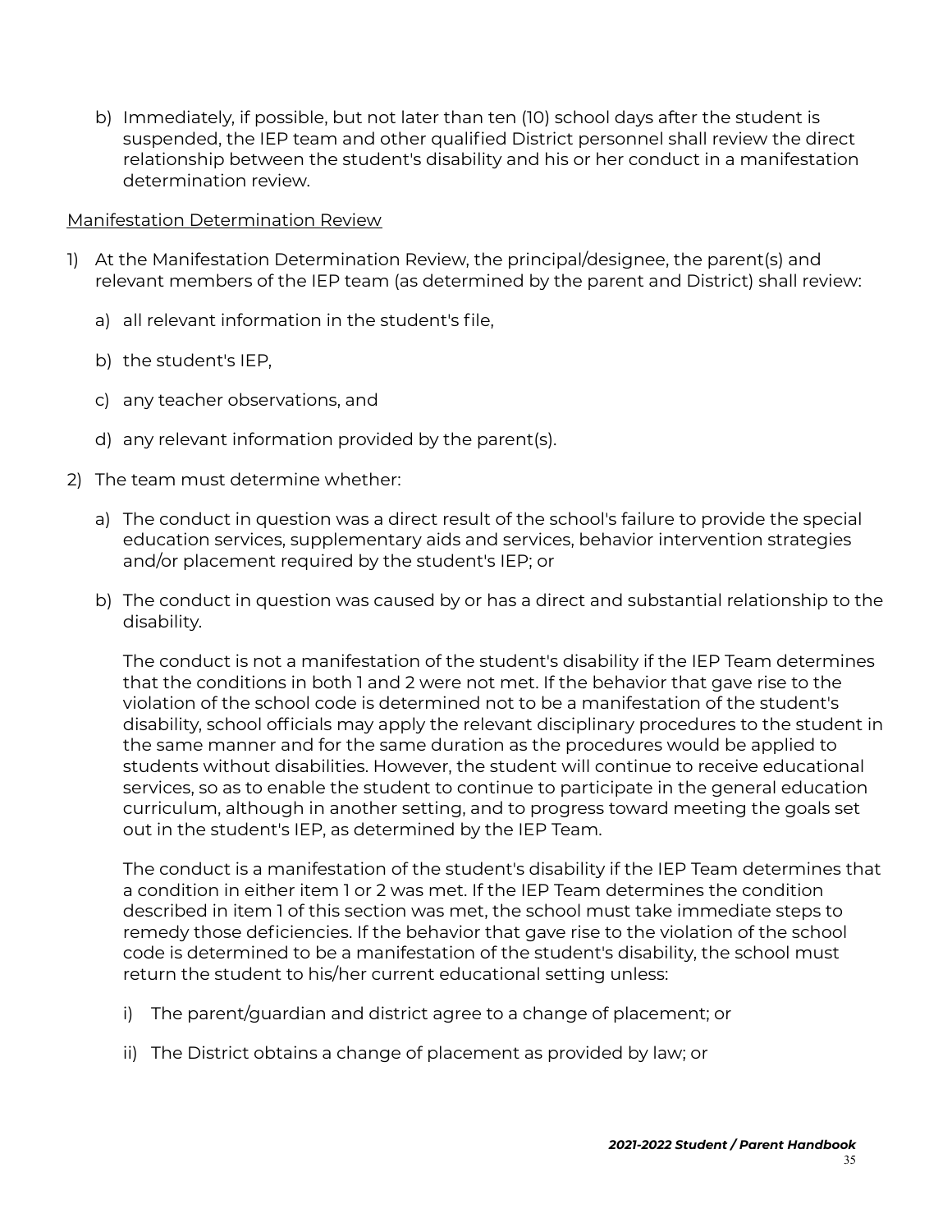b) Immediately, if possible, but not later than ten (10) school days after the student is suspended, the IEP team and other qualified District personnel shall review the direct relationship between the student's disability and his or her conduct in a manifestation determination review.

<u>Manifestation Determination Review</u>

1) At the Manifestation Determination Review, the principal/designee, the parent(s) and relevant members of the IEP team (as determined by the parent and District) shall review:

   a) all relevant information in the student's file,

   b) the student's IEP,

   c) any teacher observations, and

   d) any relevant information provided by the parent(s).

2) The team must determine whether:

   a) The conduct in question was a direct result of the school's failure to provide the special education services, supplementary aids and services, behavior intervention strategies and/or placement required by the student's IEP; or

   b) The conduct in question was caused by or has a direct and substantial relationship to the disability.

   The conduct is not a manifestation of the student's disability if the IEP Team determines that the conditions in both 1 and 2 were not met. If the behavior that gave rise to the violation of the school code is determined not to be a manifestation of the student's disability, school officials may apply the relevant disciplinary procedures to the student in the same manner and for the same duration as the procedures would be applied to students without disabilities. However, the student will continue to receive educational services, so as to enable the student to continue to participate in the general education curriculum, although in another setting, and to progress toward meeting the goals set out in the student's IEP, as determined by the IEP Team.

   The conduct is a manifestation of the student's disability if the IEP Team determines that a condition in either item 1 or 2 was met. If the IEP Team determines the condition described in item 1 of this section was met, the school must take immediate steps to remedy those deficiencies. If the behavior that gave rise to the violation of the school code is determined to be a manifestation of the student's disability, the school must return the student to his/her current educational setting unless:

   i) The parent/guardian and district agree to a change of placement; or

   ii) The District obtains a change of placement as provided by law; or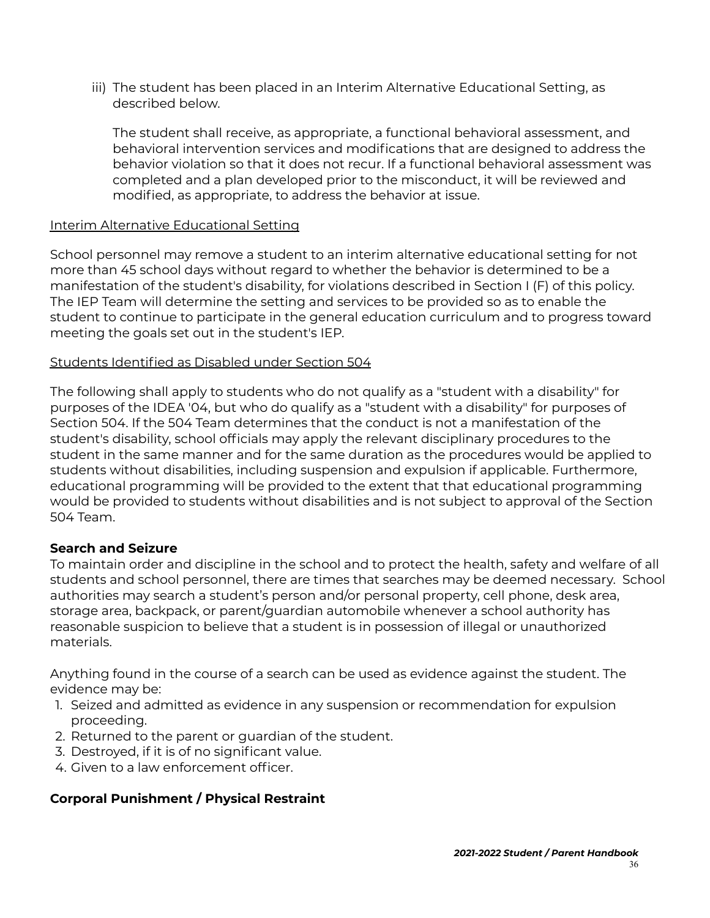iii) The student has been placed in an Interim Alternative Educational Setting, as described below.

The student shall receive, as appropriate, a functional behavioral assessment, and behavioral intervention services and modifications that are designed to address the behavior violation so that it does not recur. If a functional behavioral assessment was completed and a plan developed prior to the misconduct, it will be reviewed and modified, as appropriate, to address the behavior at issue.

<u>Interim Alternative Educational Setting</u>

School personnel may remove a student to an interim alternative educational setting for not more than 45 school days without regard to whether the behavior is determined to be a manifestation of the student's disability, for violations described in Section I (F) of this policy. The IEP Team will determine the setting and services to be provided so as to enable the student to continue to participate in the general education curriculum and to progress toward meeting the goals set out in the student's IEP.

<u>Students Identified as Disabled under Section 504</u>

The following shall apply to students who do not qualify as a "student with a disability" for purposes of the IDEA '04, but who do qualify as a "student with a disability" for purposes of Section 504. If the 504 Team determines that the conduct is not a manifestation of the student's disability, school officials may apply the relevant disciplinary procedures to the student in the same manner and for the same duration as the procedures would be applied to students without disabilities, including suspension and expulsion if applicable. Furthermore, educational programming will be provided to the extent that that educational programming would be provided to students without disabilities and is not subject to approval of the Section 504 Team.

**Search and Seizure**

To maintain order and discipline in the school and to protect the health, safety and welfare of all students and school personnel, there are times that searches may be deemed necessary. School authorities may search a student's person and/or personal property, cell phone, desk area, storage area, backpack, or parent/guardian automobile whenever a school authority has reasonable suspicion to believe that a student is in possession of illegal or unauthorized materials.

Anything found in the course of a search can be used as evidence against the student. The evidence may be:

1. Seized and admitted as evidence in any suspension or recommendation for expulsion proceeding.
2. Returned to the parent or guardian of the student.
3. Destroyed, if it is of no significant value.
4. Given to a law enforcement officer.

**Corporal Punishment / Physical Restraint**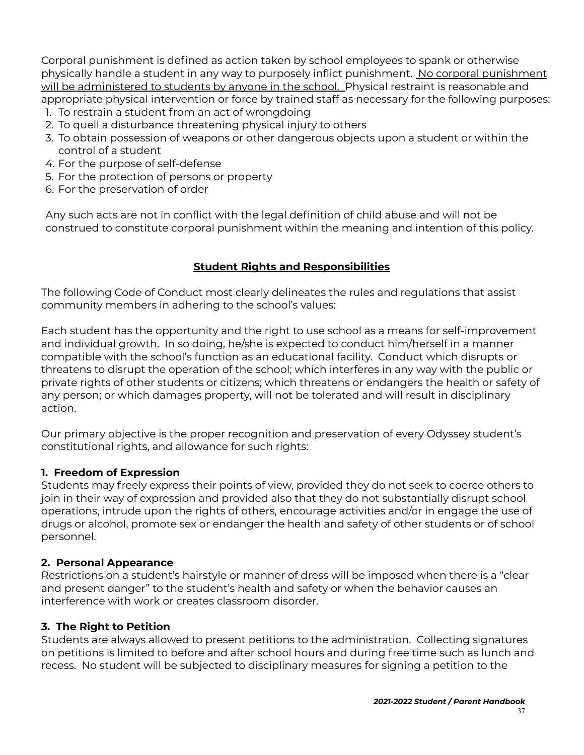Corporal punishment is defined as action taken by school employees to spank or otherwise physically handle a student in any way to purposely inflict punishment. No corporal punishment will be administered to students by anyone in the school. Physical restraint is reasonable and appropriate physical intervention or force by trained staff as necessary for the following purposes:

1. To restrain a student from an act of wrongdoing
2. To quell a disturbance threatening physical injury to others
3. To obtain possession of weapons or other dangerous objects upon a student or within the control of a student
4. For the purpose of self-defense
5. For the protection of persons or property
6. For the preservation of order

Any such acts are not in conflict with the legal definition of child abuse and will not be construed to constitute corporal punishment within the meaning and intention of this policy.

## Student Rights and Responsibilities

The following Code of Conduct most clearly delineates the rules and regulations that assist community members in adhering to the school's values:

Each student has the opportunity and the right to use school as a means for self-improvement and individual growth. In so doing, he/she is expected to conduct him/herself in a manner compatible with the school's function as an educational facility. Conduct which disrupts or threatens to disrupt the operation of the school; which interferes in any way with the public or private rights of other students or citizens; which threatens or endangers the health or safety of any person; or which damages property, will not be tolerated and will result in disciplinary action.

Our primary objective is the proper recognition and preservation of every Odyssey student's constitutional rights, and allowance for such rights:

**1. Freedom of Expression**
Students may freely express their points of view, provided they do not seek to coerce others to join in their way of expression and provided also that they do not substantially disrupt school operations, intrude upon the rights of others, encourage activities and/or in engage the use of drugs or alcohol, promote sex or endanger the health and safety of other students or of school personnel.

**2. Personal Appearance**
Restrictions on a student's hairstyle or manner of dress will be imposed when there is a "clear and present danger" to the student's health and safety or when the behavior causes an interference with work or creates classroom disorder.

**3. The Right to Petition**
Students are always allowed to present petitions to the administration. Collecting signatures on petitions is limited to before and after school hours and during free time such as lunch and recess. No student will be subjected to disciplinary measures for signing a petition to the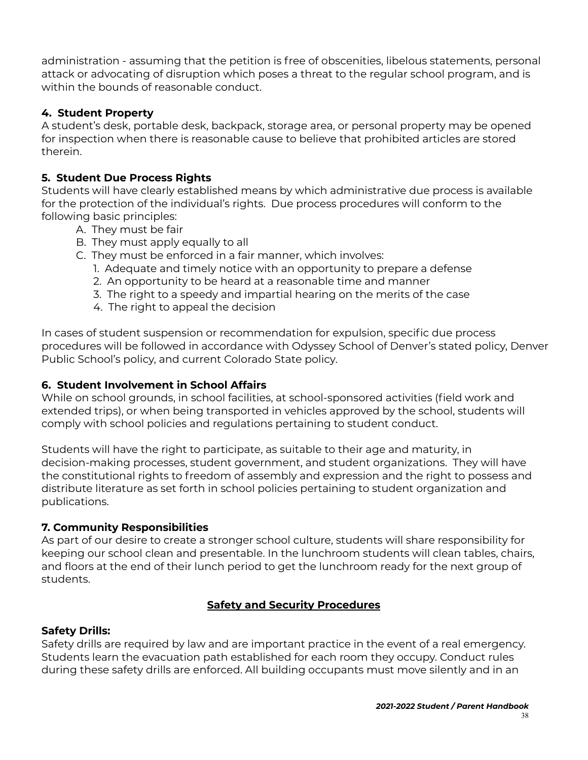administration - assuming that the petition is free of obscenities, libelous statements, personal attack or advocating of disruption which poses a threat to the regular school program, and is within the bounds of reasonable conduct.

**4. Student Property**

A student's desk, portable desk, backpack, storage area, or personal property may be opened for inspection when there is reasonable cause to believe that prohibited articles are stored therein.

**5. Student Due Process Rights**

Students will have clearly established means by which administrative due process is available for the protection of the individual's rights. Due process procedures will conform to the following basic principles:

A. They must be fair
B. They must apply equally to all
C. They must be enforced in a fair manner, which involves:
   1. Adequate and timely notice with an opportunity to prepare a defense
   2. An opportunity to be heard at a reasonable time and manner
   3. The right to a speedy and impartial hearing on the merits of the case
   4. The right to appeal the decision

In cases of student suspension or recommendation for expulsion, specific due process procedures will be followed in accordance with Odyssey School of Denver's stated policy, Denver Public School's policy, and current Colorado State policy.

**6. Student Involvement in School Affairs**

While on school grounds, in school facilities, at school-sponsored activities (field work and extended trips), or when being transported in vehicles approved by the school, students will comply with school policies and regulations pertaining to student conduct.

Students will have the right to participate, as suitable to their age and maturity, in decision-making processes, student government, and student organizations. They will have the constitutional rights to freedom of assembly and expression and the right to possess and distribute literature as set forth in school policies pertaining to student organization and publications.

**7. Community Responsibilities**

As part of our desire to create a stronger school culture, students will share responsibility for keeping our school clean and presentable. In the lunchroom students will clean tables, chairs, and floors at the end of their lunch period to get the lunchroom ready for the next group of students.

## Safety and Security Procedures

**Safety Drills:**

Safety drills are required by law and are important practice in the event of a real emergency. Students learn the evacuation path established for each room they occupy. Conduct rules during these safety drills are enforced. All building occupants must move silently and in an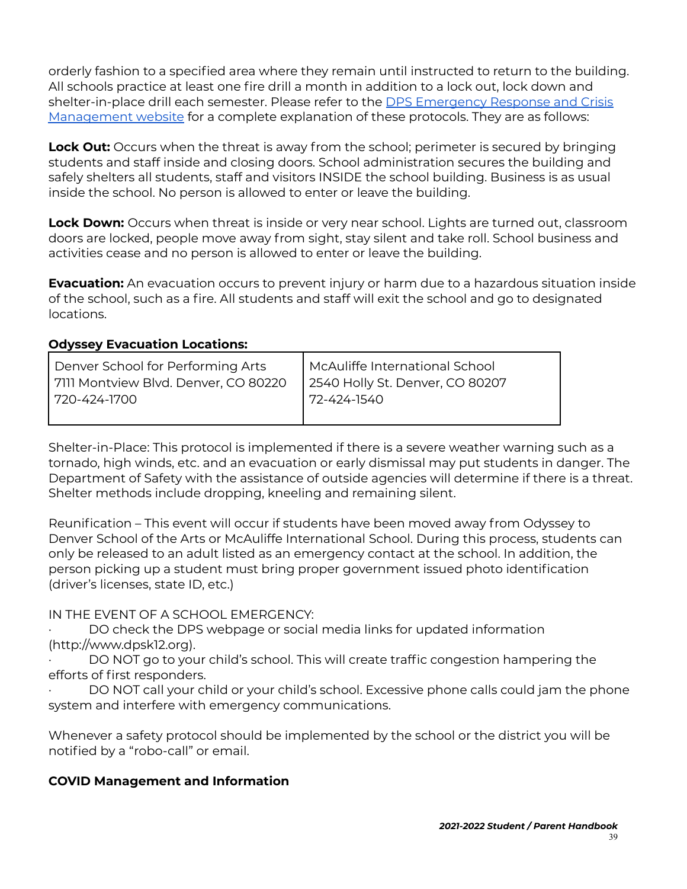orderly fashion to a specified area where they remain until instructed to return to the building. All schools practice at least one fire drill a month in addition to a lock out, lock down and shelter-in-place drill each semester. Please refer to the [DPS Emergency Response and Crisis Management website] for a complete explanation of these protocols. They are as follows:

**Lock Out:** Occurs when the threat is away from the school; perimeter is secured by bringing students and staff inside and closing doors. School administration secures the building and safely shelters all students, staff and visitors INSIDE the school building. Business is as usual inside the school. No person is allowed to enter or leave the building.

**Lock Down:** Occurs when threat is inside or very near school. Lights are turned out, classroom doors are locked, people move away from sight, stay silent and take roll. School business and activities cease and no person is allowed to enter or leave the building.

**Evacuation:** An evacuation occurs to prevent injury or harm due to a hazardous situation inside of the school, such as a fire. All students and staff will exit the school and go to designated locations.

**Odyssey Evacuation Locations:**

| Denver School for Performing Arts<br>7111 Montview Blvd. Denver, CO 80220<br>720-424-1700 | McAuliffe International School<br>2540 Holly St. Denver, CO 80207<br>72-424-1540 |
|---|---|

Shelter-in-Place: This protocol is implemented if there is a severe weather warning such as a tornado, high winds, etc. and an evacuation or early dismissal may put students in danger. The Department of Safety with the assistance of outside agencies will determine if there is a threat. Shelter methods include dropping, kneeling and remaining silent.

Reunification – This event will occur if students have been moved away from Odyssey to Denver School of the Arts or McAuliffe International School. During this process, students can only be released to an adult listed as an emergency contact at the school. In addition, the person picking up a student must bring proper government issued photo identification (driver's licenses, state ID, etc.)

IN THE EVENT OF A SCHOOL EMERGENCY:

- DO check the DPS webpage or social media links for updated information (http://www.dpsk12.org).
- DO NOT go to your child's school. This will create traffic congestion hampering the efforts of first responders.
- DO NOT call your child or your child's school. Excessive phone calls could jam the phone system and interfere with emergency communications.

Whenever a safety protocol should be implemented by the school or the district you will be notified by a "robo-call" or email.

**COVID Management and Information**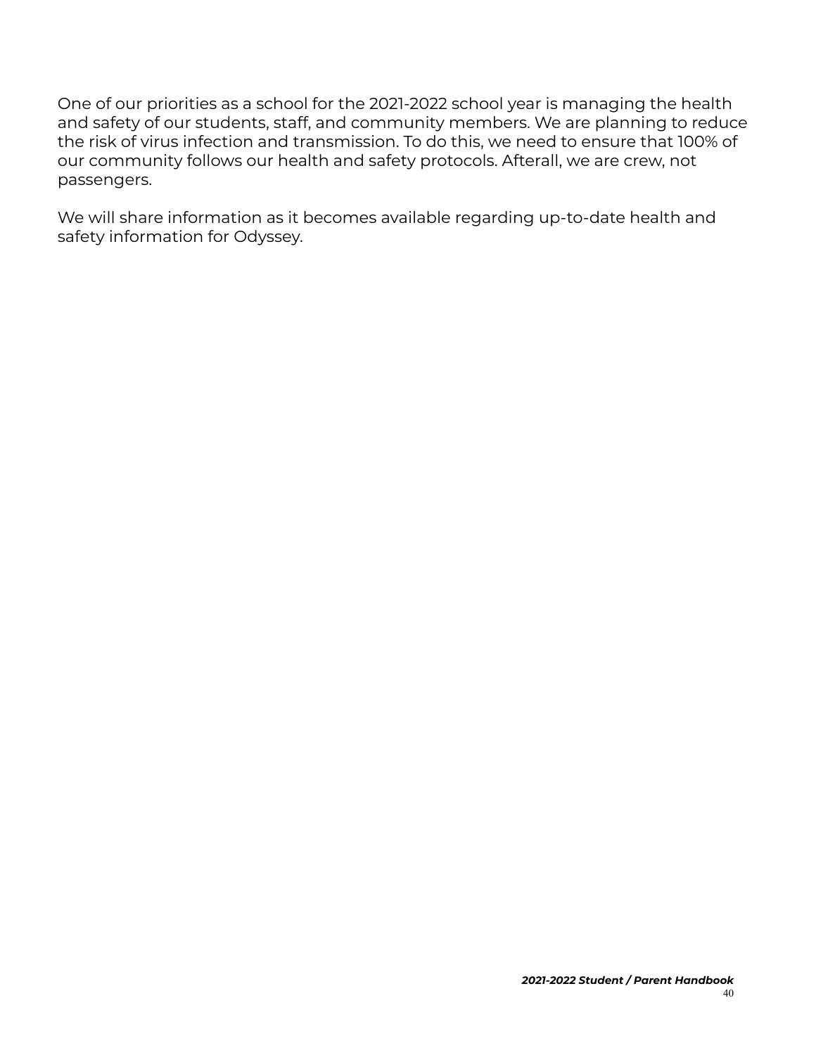One of our priorities as a school for the 2021-2022 school year is managing the health and safety of our students, staff, and community members. We are planning to reduce the risk of virus infection and transmission. To do this, we need to ensure that 100% of our community follows our health and safety protocols. Afterall, we are crew, not passengers.

We will share information as it becomes available regarding up-to-date health and safety information for Odyssey.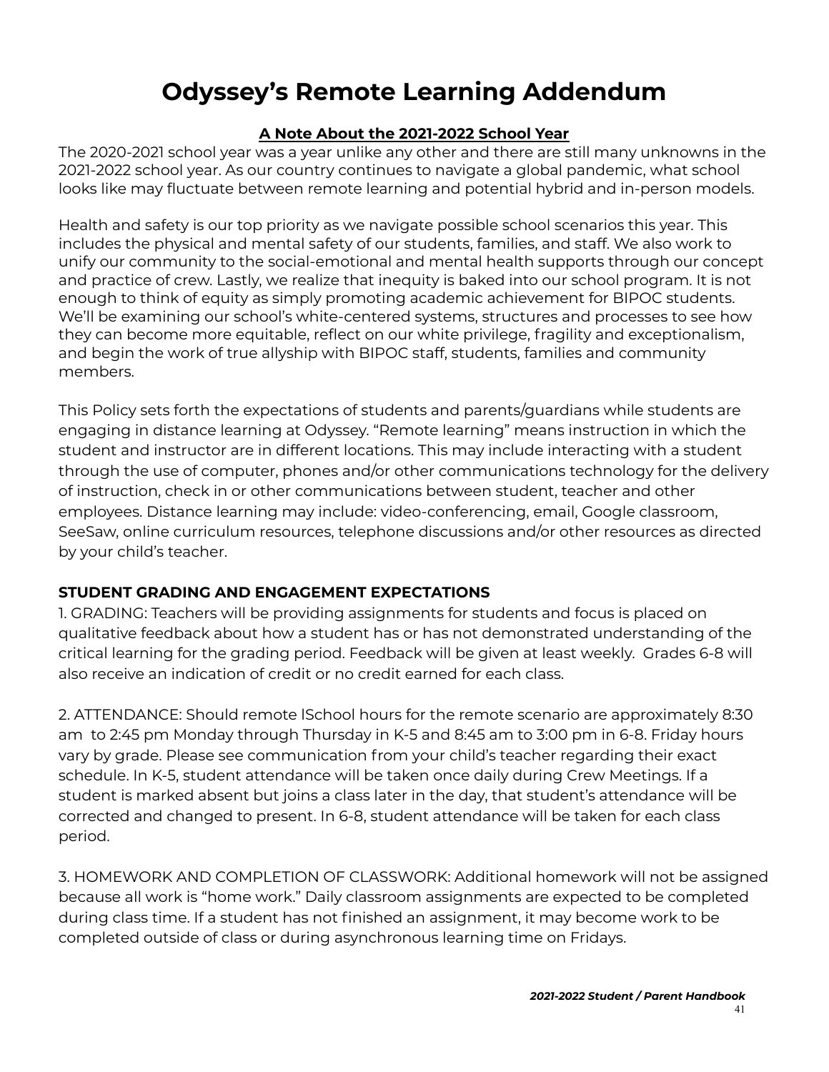# Odyssey's Remote Learning Addendum

**A Note About the 2021-2022 School Year**

The 2020-2021 school year was a year unlike any other and there are still many unknowns in the 2021-2022 school year. As our country continues to navigate a global pandemic, what school looks like may fluctuate between remote learning and potential hybrid and in-person models.

Health and safety is our top priority as we navigate possible school scenarios this year. This includes the physical and mental safety of our students, families, and staff. We also work to unify our community to the social-emotional and mental health supports through our concept and practice of crew. Lastly, we realize that inequity is baked into our school program. It is not enough to think of equity as simply promoting academic achievement for BIPOC students. We'll be examining our school's white-centered systems, structures and processes to see how they can become more equitable, reflect on our white privilege, fragility and exceptionalism, and begin the work of true allyship with BIPOC staff, students, families and community members.

This Policy sets forth the expectations of students and parents/guardians while students are engaging in distance learning at Odyssey. "Remote learning" means instruction in which the student and instructor are in different locations. This may include interacting with a student through the use of computer, phones and/or other communications technology for the delivery of instruction, check in or other communications between student, teacher and other employees. Distance learning may include: video-conferencing, email, Google classroom, SeeSaw, online curriculum resources, telephone discussions and/or other resources as directed by your child's teacher.

**STUDENT GRADING AND ENGAGEMENT EXPECTATIONS**

1. GRADING: Teachers will be providing assignments for students and focus is placed on qualitative feedback about how a student has or has not demonstrated understanding of the critical learning for the grading period. Feedback will be given at least weekly. Grades 6-8 will also receive an indication of credit or no credit earned for each class.

2. ATTENDANCE: Should remote lSchool hours for the remote scenario are approximately 8:30 am to 2:45 pm Monday through Thursday in K-5 and 8:45 am to 3:00 pm in 6-8. Friday hours vary by grade. Please see communication from your child's teacher regarding their exact schedule. In K-5, student attendance will be taken once daily during Crew Meetings. If a student is marked absent but joins a class later in the day, that student's attendance will be corrected and changed to present. In 6-8, student attendance will be taken for each class period.

3. HOMEWORK AND COMPLETION OF CLASSWORK: Additional homework will not be assigned because all work is "home work." Daily classroom assignments are expected to be completed during class time. If a student has not finished an assignment, it may become work to be completed outside of class or during asynchronous learning time on Fridays.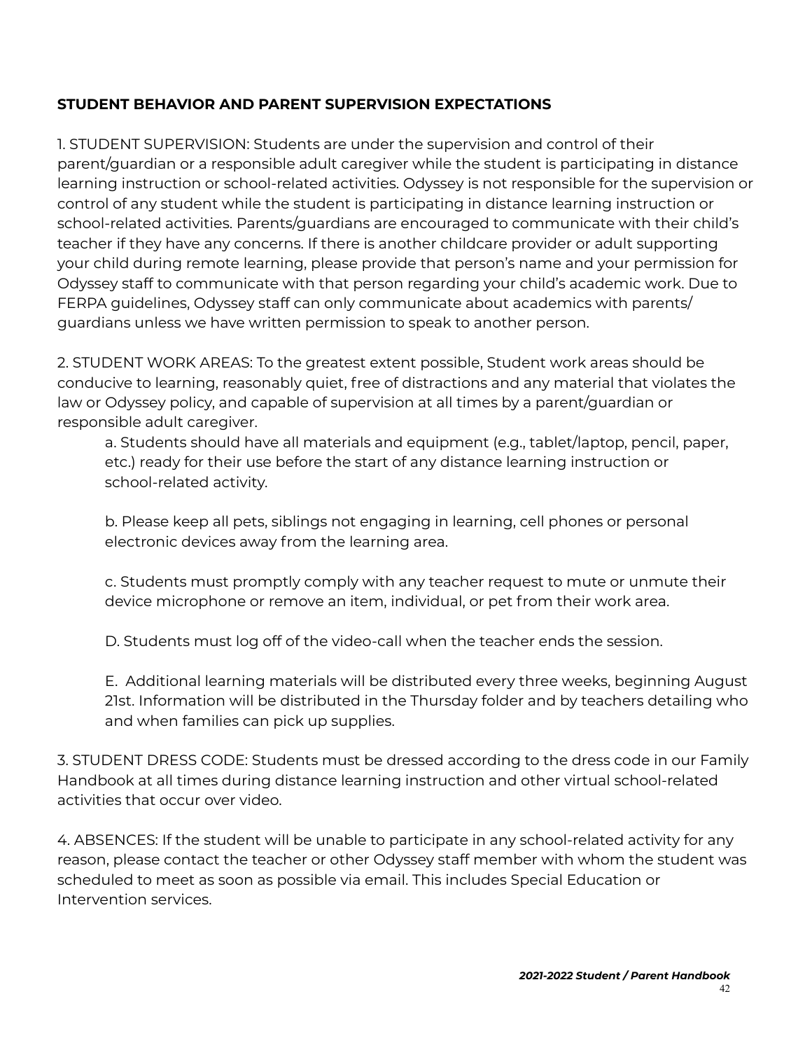**STUDENT BEHAVIOR AND PARENT SUPERVISION EXPECTATIONS**

1. STUDENT SUPERVISION: Students are under the supervision and control of their parent/guardian or a responsible adult caregiver while the student is participating in distance learning instruction or school-related activities. Odyssey is not responsible for the supervision or control of any student while the student is participating in distance learning instruction or school-related activities. Parents/guardians are encouraged to communicate with their child's teacher if they have any concerns. If there is another childcare provider or adult supporting your child during remote learning, please provide that person's name and your permission for Odyssey staff to communicate with that person regarding your child's academic work. Due to FERPA guidelines, Odyssey staff can only communicate about academics with parents/ guardians unless we have written permission to speak to another person.

2. STUDENT WORK AREAS: To the greatest extent possible, Student work areas should be conducive to learning, reasonably quiet, free of distractions and any material that violates the law or Odyssey policy, and capable of supervision at all times by a parent/guardian or responsible adult caregiver.

   a. Students should have all materials and equipment (e.g., tablet/laptop, pencil, paper, etc.) ready for their use before the start of any distance learning instruction or school-related activity.

   b. Please keep all pets, siblings not engaging in learning, cell phones or personal electronic devices away from the learning area.

   c. Students must promptly comply with any teacher request to mute or unmute their device microphone or remove an item, individual, or pet from their work area.

   D. Students must log off of the video-call when the teacher ends the session.

   E. Additional learning materials will be distributed every three weeks, beginning August 21st. Information will be distributed in the Thursday folder and by teachers detailing who and when families can pick up supplies.

3. STUDENT DRESS CODE: Students must be dressed according to the dress code in our Family Handbook at all times during distance learning instruction and other virtual school-related activities that occur over video.

4. ABSENCES: If the student will be unable to participate in any school-related activity for any reason, please contact the teacher or other Odyssey staff member with whom the student was scheduled to meet as soon as possible via email. This includes Special Education or Intervention services.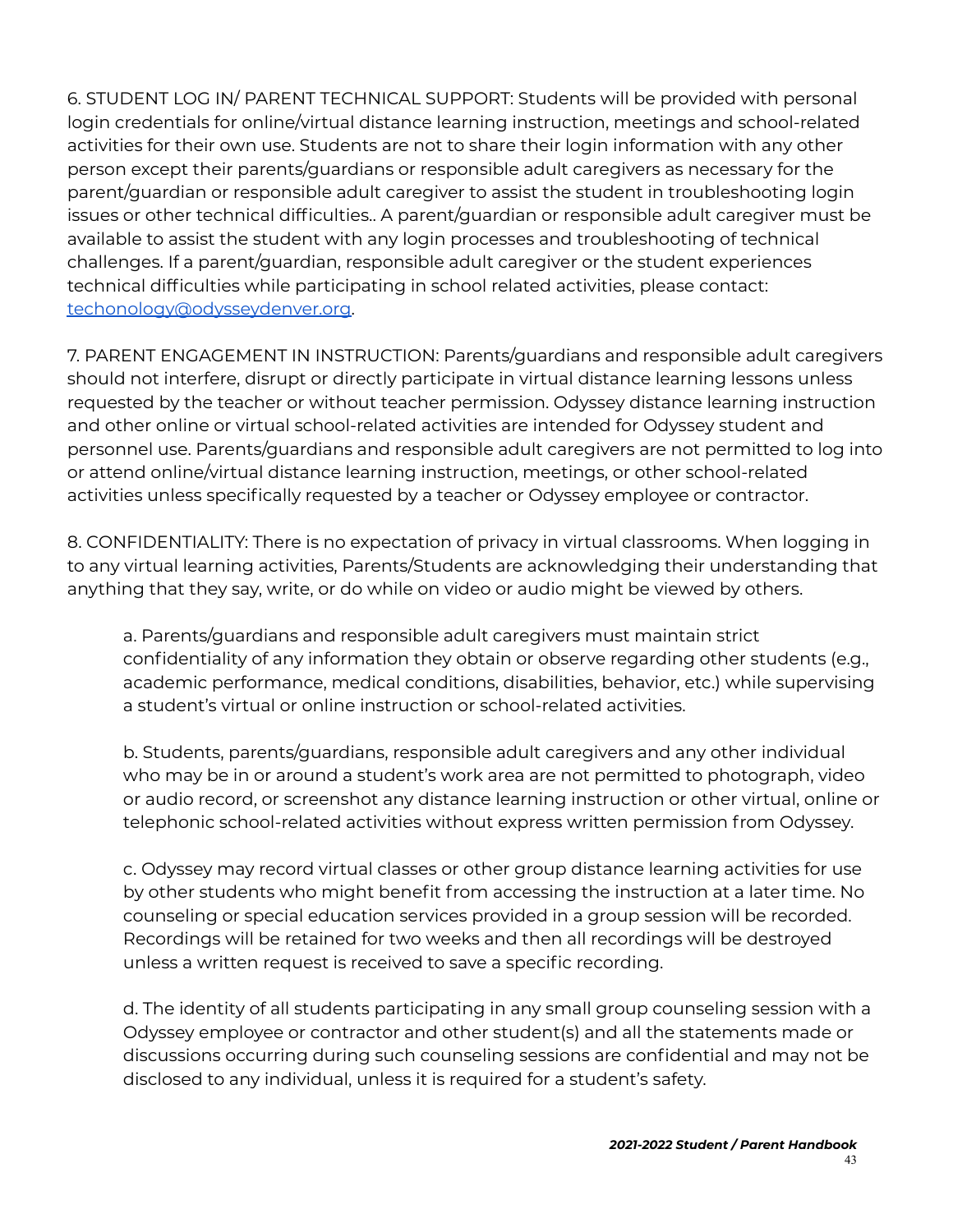6. STUDENT LOG IN/ PARENT TECHNICAL SUPPORT: Students will be provided with personal login credentials for online/virtual distance learning instruction, meetings and school-related activities for their own use. Students are not to share their login information with any other person except their parents/guardians or responsible adult caregivers as necessary for the parent/guardian or responsible adult caregiver to assist the student in troubleshooting login issues or other technical difficulties.. A parent/guardian or responsible adult caregiver must be available to assist the student with any login processes and troubleshooting of technical challenges. If a parent/guardian, responsible adult caregiver or the student experiences technical difficulties while participating in school related activities, please contact: techonology@odysseydenver.org.

7. PARENT ENGAGEMENT IN INSTRUCTION: Parents/guardians and responsible adult caregivers should not interfere, disrupt or directly participate in virtual distance learning lessons unless requested by the teacher or without teacher permission. Odyssey distance learning instruction and other online or virtual school-related activities are intended for Odyssey student and personnel use. Parents/guardians and responsible adult caregivers are not permitted to log into or attend online/virtual distance learning instruction, meetings, or other school-related activities unless specifically requested by a teacher or Odyssey employee or contractor.

8. CONFIDENTIALITY: There is no expectation of privacy in virtual classrooms. When logging in to any virtual learning activities, Parents/Students are acknowledging their understanding that anything that they say, write, or do while on video or audio might be viewed by others.

a. Parents/guardians and responsible adult caregivers must maintain strict confidentiality of any information they obtain or observe regarding other students (e.g., academic performance, medical conditions, disabilities, behavior, etc.) while supervising a student's virtual or online instruction or school-related activities.

b. Students, parents/guardians, responsible adult caregivers and any other individual who may be in or around a student's work area are not permitted to photograph, video or audio record, or screenshot any distance learning instruction or other virtual, online or telephonic school-related activities without express written permission from Odyssey.

c. Odyssey may record virtual classes or other group distance learning activities for use by other students who might benefit from accessing the instruction at a later time. No counseling or special education services provided in a group session will be recorded. Recordings will be retained for two weeks and then all recordings will be destroyed unless a written request is received to save a specific recording.

d. The identity of all students participating in any small group counseling session with a Odyssey employee or contractor and other student(s) and all the statements made or discussions occurring during such counseling sessions are confidential and may not be disclosed to any individual, unless it is required for a student's safety.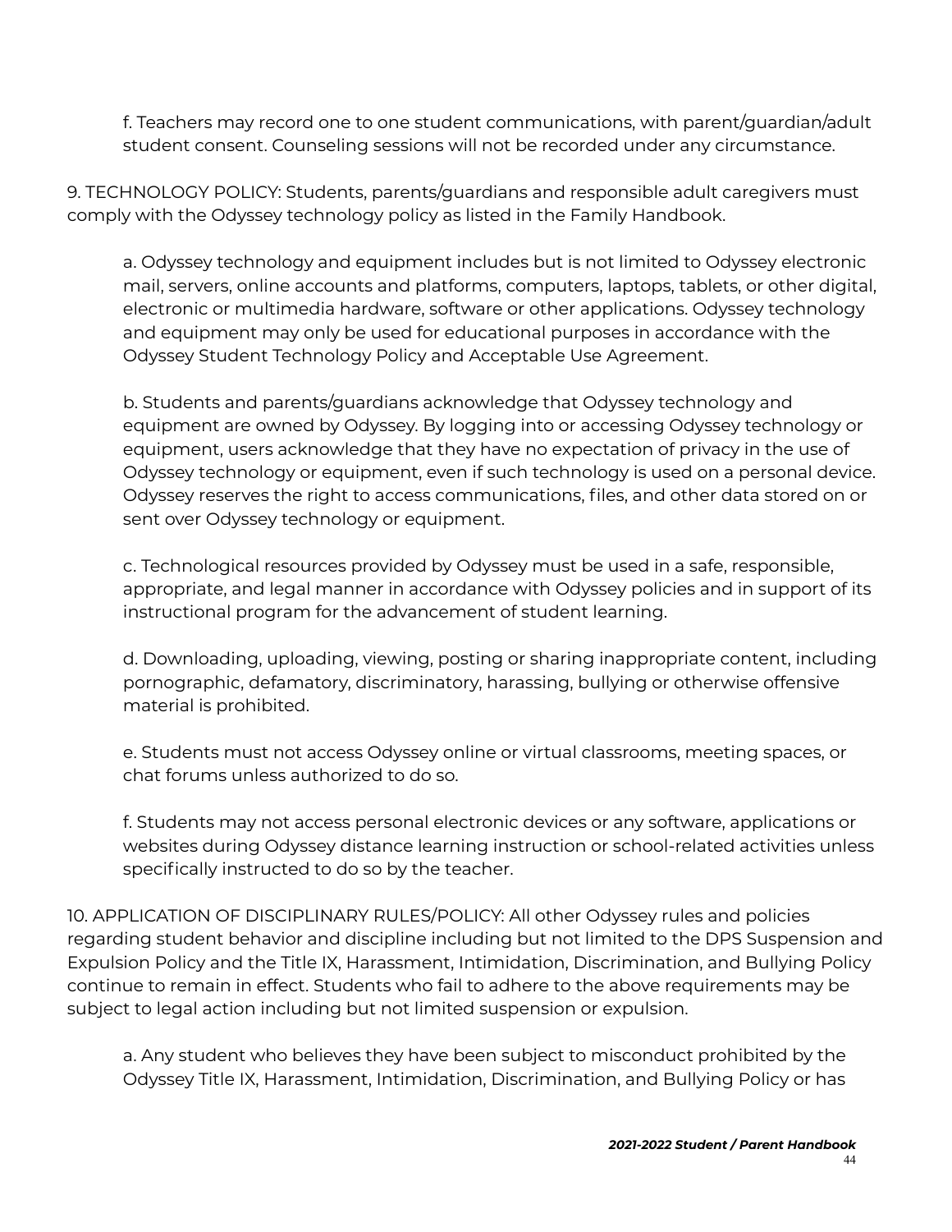f. Teachers may record one to one student communications, with parent/guardian/adult student consent. Counseling sessions will not be recorded under any circumstance.

9. TECHNOLOGY POLICY: Students, parents/guardians and responsible adult caregivers must comply with the Odyssey technology policy as listed in the Family Handbook.

a. Odyssey technology and equipment includes but is not limited to Odyssey electronic mail, servers, online accounts and platforms, computers, laptops, tablets, or other digital, electronic or multimedia hardware, software or other applications. Odyssey technology and equipment may only be used for educational purposes in accordance with the Odyssey Student Technology Policy and Acceptable Use Agreement.

b. Students and parents/guardians acknowledge that Odyssey technology and equipment are owned by Odyssey. By logging into or accessing Odyssey technology or equipment, users acknowledge that they have no expectation of privacy in the use of Odyssey technology or equipment, even if such technology is used on a personal device. Odyssey reserves the right to access communications, files, and other data stored on or sent over Odyssey technology or equipment.

c. Technological resources provided by Odyssey must be used in a safe, responsible, appropriate, and legal manner in accordance with Odyssey policies and in support of its instructional program for the advancement of student learning.

d. Downloading, uploading, viewing, posting or sharing inappropriate content, including pornographic, defamatory, discriminatory, harassing, bullying or otherwise offensive material is prohibited.

e. Students must not access Odyssey online or virtual classrooms, meeting spaces, or chat forums unless authorized to do so.

f. Students may not access personal electronic devices or any software, applications or websites during Odyssey distance learning instruction or school-related activities unless specifically instructed to do so by the teacher.

10. APPLICATION OF DISCIPLINARY RULES/POLICY: All other Odyssey rules and policies regarding student behavior and discipline including but not limited to the DPS Suspension and Expulsion Policy and the Title IX, Harassment, Intimidation, Discrimination, and Bullying Policy continue to remain in effect. Students who fail to adhere to the above requirements may be subject to legal action including but not limited suspension or expulsion.

a. Any student who believes they have been subject to misconduct prohibited by the Odyssey Title IX, Harassment, Intimidation, Discrimination, and Bullying Policy or has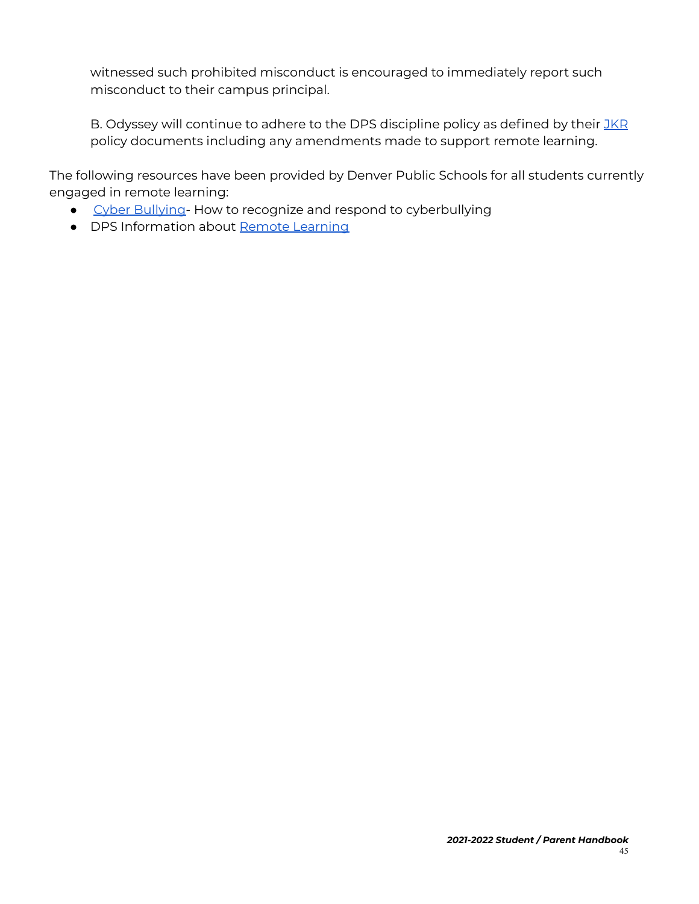witnessed such prohibited misconduct is encouraged to immediately report such misconduct to their campus principal.

B. Odyssey will continue to adhere to the DPS discipline policy as defined by their JKR policy documents including any amendments made to support remote learning.

The following resources have been provided by Denver Public Schools for all students currently engaged in remote learning:

- Cyber Bullying- How to recognize and respond to cyberbullying
- DPS Information about Remote Learning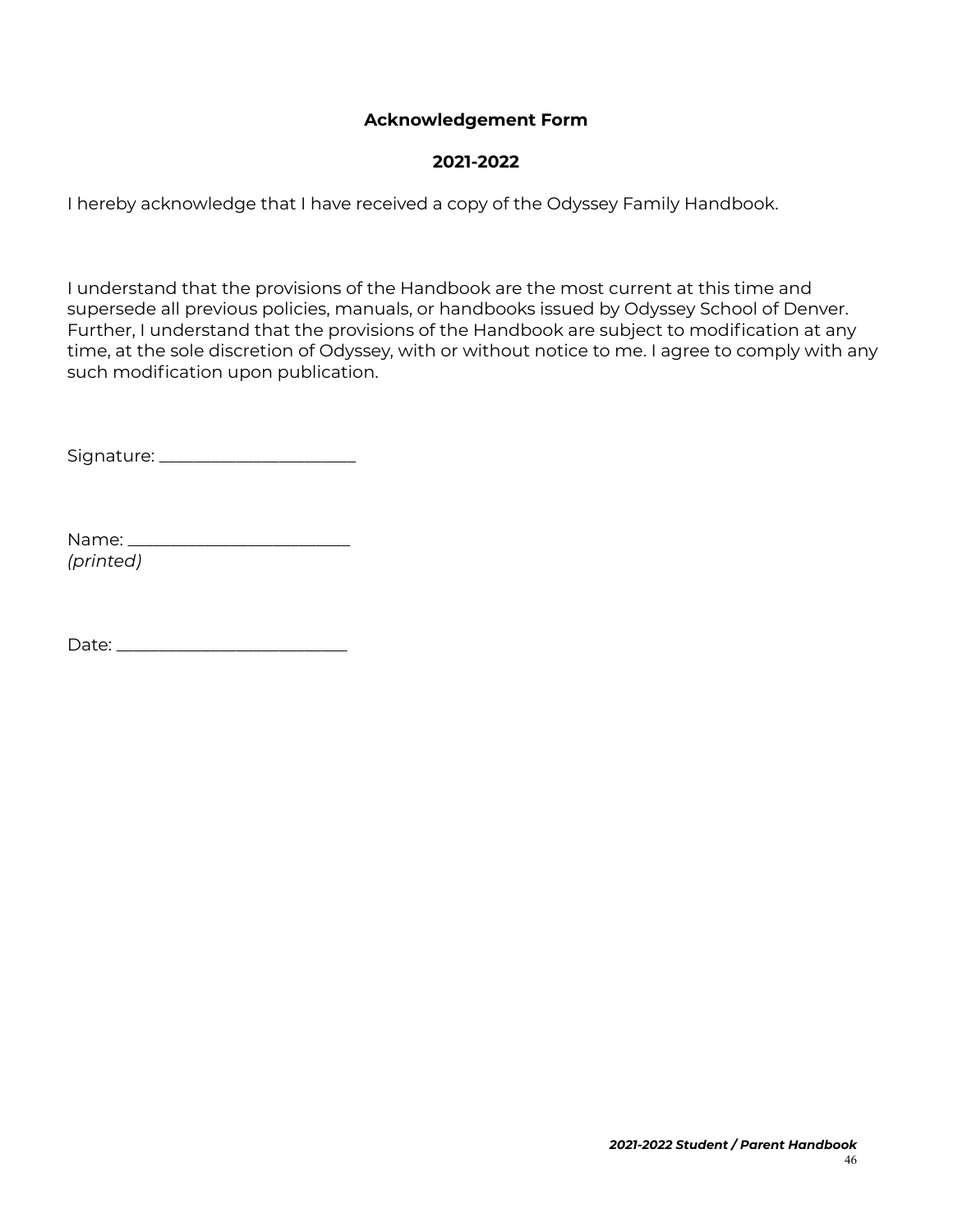## Acknowledgement Form

## 2021-2022

I hereby acknowledge that I have received a copy of the Odyssey Family Handbook.

I understand that the provisions of the Handbook are the most current at this time and supersede all previous policies, manuals, or handbooks issued by Odyssey School of Denver. Further, I understand that the provisions of the Handbook are subject to modification at any time, at the sole discretion of Odyssey, with or without notice to me. I agree to comply with any such modification upon publication.

Signature: ______________________

Name: _________________________
*(printed)*

Date: __________________________